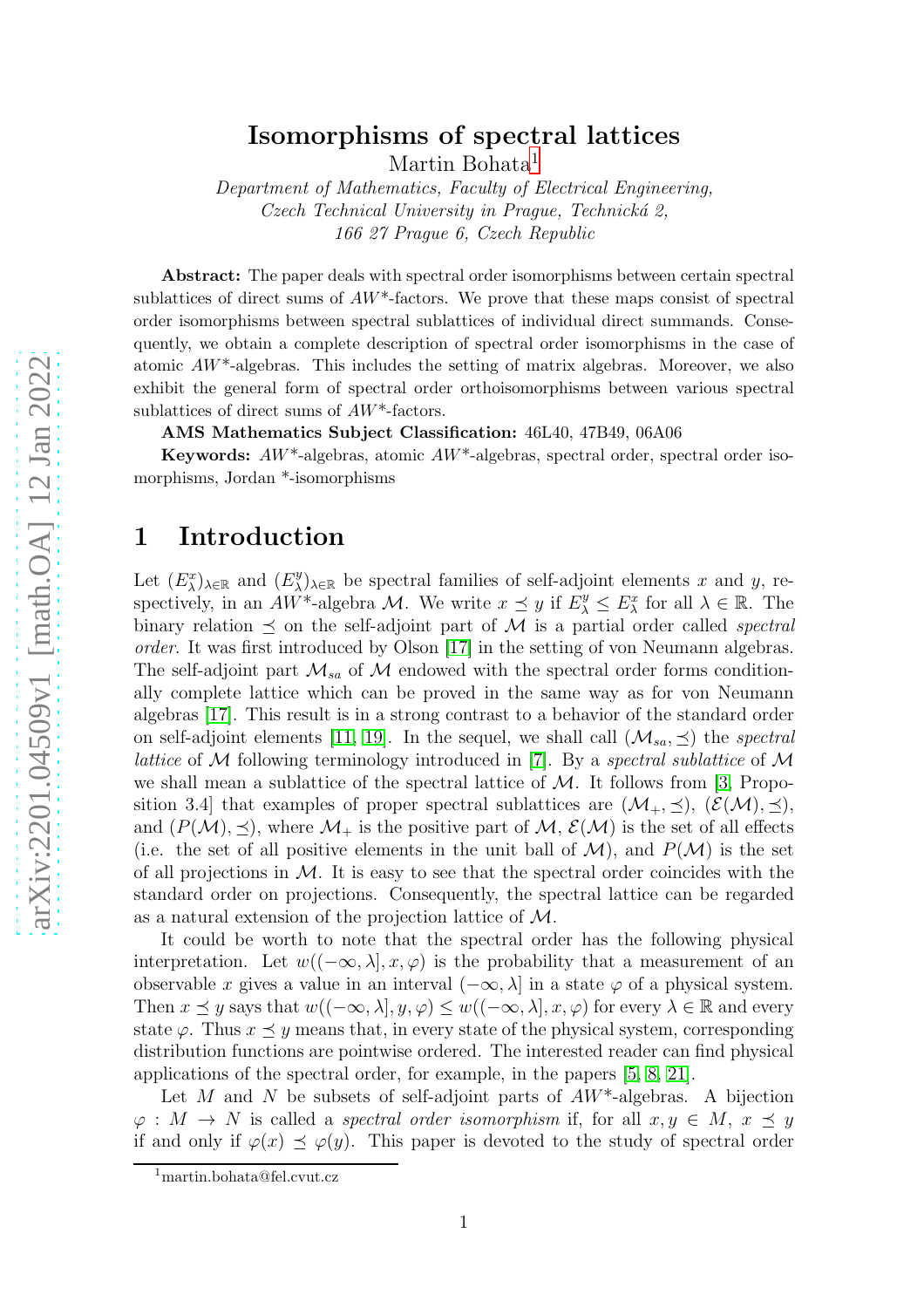# Isomorphisms of spectral lattices

Martin Bohata[1]

*Department of Mathematics, Faculty of Electrical Engineering, Czech Technical University in Prague, Technická 2, 166 27 Prague 6, Czech Republic*

**Abstract:** The paper deals with spectral order isomorphisms between certain spectral sublattices of direct sums of $AW^*$-factors. We prove that these maps consist of spectral order isomorphisms between spectral sublattices of individual direct summands. Consequently, we obtain a complete description of spectral order isomorphisms in the case of atomic $AW^*$-algebras. This includes the setting of matrix algebras. Moreover, we also exhibit the general form of spectral order orthoisomorphisms between various spectral sublattices of direct sums of $AW^*$-factors.

**AMS Mathematics Subject Classification:** 46L40, 47B49, 06A06

**Keywords:** $AW^*$-algebras, atomic $AW^*$-algebras, spectral order, spectral order isomorphisms, Jordan \*-isomorphisms

## 1 Introduction

Let $(E^x_\lambda)_{\lambda\in\mathbb{R}}$ and $(E^y_\lambda)_{\lambda\in\mathbb{R}}$ be spectral families of self-adjoint elements $x$ and $y$, respectively, in an $AW^*$-algebra $\mathcal{M}$. We write $x \preceq y$ if $E^y_\lambda \leq E^x_\lambda$ for all $\lambda \in \mathbb{R}$. The binary relation $\preceq$ on the self-adjoint part of $\mathcal{M}$ is a partial order called *spectral order*. It was first introduced by Olson [17] in the setting of von Neumann algebras. The self-adjoint part $\mathcal{M}_{sa}$ of $\mathcal{M}$ endowed with the spectral order forms conditionally complete lattice which can be proved in the same way as for von Neumann algebras [17]. This result is in a strong contrast to a behavior of the standard order on self-adjoint elements [11, 19]. In the sequel, we shall call $(\mathcal{M}_{sa}, \preceq)$ the *spectral lattice* of $\mathcal{M}$ following terminology introduced in [7]. By a *spectral sublattice* of $\mathcal{M}$ we shall mean a sublattice of the spectral lattice of $\mathcal{M}$. It follows from [3, Proposition 3.4] that examples of proper spectral sublattices are $(\mathcal{M}_+, \preceq)$, $(\mathcal{E}(\mathcal{M}), \preceq)$, and $(P(\mathcal{M}), \preceq)$, where $\mathcal{M}_+$ is the positive part of $\mathcal{M}$, $\mathcal{E}(\mathcal{M})$ is the set of all effects (i.e. the set of all positive elements in the unit ball of $\mathcal{M}$), and $P(\mathcal{M})$ is the set of all projections in $\mathcal{M}$. It is easy to see that the spectral order coincides with the standard order on projections. Consequently, the spectral lattice can be regarded as a natural extension of the projection lattice of $\mathcal{M}$.

It could be worth to note that the spectral order has the following physical interpretation. Let $w((-\infty, \lambda], x, \varphi)$ is the probability that a measurement of an observable $x$ gives a value in an interval $(-\infty, \lambda]$ in a state $\varphi$ of a physical system. Then $x \preceq y$ says that $w((-\infty, \lambda], y, \varphi) \leq w((-\infty, \lambda], x, \varphi)$ for every $\lambda \in \mathbb{R}$ and every state $\varphi$. Thus $x \preceq y$ means that, in every state of the physical system, corresponding distribution functions are pointwise ordered. The interested reader can find physical applications of the spectral order, for example, in the papers [5, 8, 21].

Let $M$ and $N$ be subsets of self-adjoint parts of $AW^*$-algebras. A bijection $\varphi : M \to N$ is called a *spectral order isomorphism* if, for all $x, y \in M$, $x \preceq y$ if and only if $\varphi(x) \preceq \varphi(y)$. This paper is devoted to the study of spectral order

[1] martin.bohata@fel.cvut.cz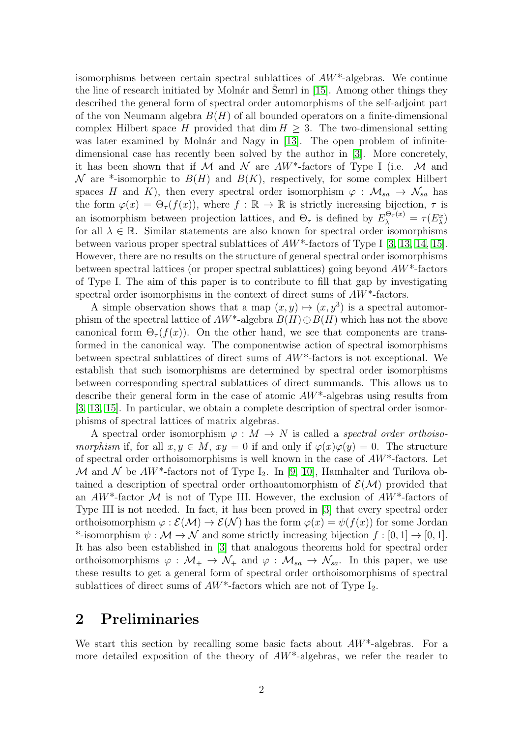isomorphisms between certain spectral sublattices of $AW^*$-algebras. We continue the line of research initiated by Molnár and Šemrl in [15]. Among other things they described the general form of spectral order automorphisms of the self-adjoint part of the von Neumann algebra $B(H)$ of all bounded operators on a finite-dimensional complex Hilbert space $H$ provided that $\dim H \geq 3$. The two-dimensional setting was later examined by Molnár and Nagy in [13]. The open problem of infinite-dimensional case has recently been solved by the author in [3]. More concretely, it has been shown that if $\mathcal{M}$ and $\mathcal{N}$ are $AW^*$-factors of Type I (i.e. $\mathcal{M}$ and $\mathcal{N}$ are *-isomorphic to $B(H)$ and $B(K)$, respectively, for some complex Hilbert spaces $H$ and $K$), then every spectral order isomorphism $\varphi : \mathcal{M}_{sa} \to \mathcal{N}_{sa}$ has the form $\varphi(x) = \Theta_\tau(f(x))$, where $f : \mathbb{R} \to \mathbb{R}$ is strictly increasing bijection, $\tau$ is an isomorphism between projection lattices, and $\Theta_\tau$ is defined by $E^{\Theta_\tau(x)}_\lambda = \tau(E^x_\lambda)$ for all $\lambda \in \mathbb{R}$. Similar statements are also known for spectral order isomorphisms between various proper spectral sublattices of $AW^*$-factors of Type I [3, 13, 14, 15]. However, there are no results on the structure of general spectral order isomorphisms between spectral lattices (or proper spectral sublattices) going beyond $AW^*$-factors of Type I. The aim of this paper is to contribute to fill that gap by investigating spectral order isomorphisms in the context of direct sums of $AW^*$-factors.

A simple observation shows that a map $(x, y) \mapsto (x, y^3)$ is a spectral automorphism of the spectral lattice of $AW^*$-algebra $B(H) \oplus B(H)$ which has not the above canonical form $\Theta_\tau(f(x))$. On the other hand, we see that components are transformed in the canonical way. The componentwise action of spectral isomorphisms between spectral sublattices of direct sums of $AW^*$-factors is not exceptional. We establish that such isomorphisms are determined by spectral order isomorphisms between corresponding spectral sublattices of direct summands. This allows us to describe their general form in the case of atomic $AW^*$-algebras using results from [3, 13, 15]. In particular, we obtain a complete description of spectral order isomorphisms of spectral lattices of matrix algebras.

A spectral order isomorphism $\varphi : M \to N$ is called a *spectral order orthoisomorphism* if, for all $x, y \in M$, $xy = 0$ if and only if $\varphi(x)\varphi(y) = 0$. The structure of spectral order orthoisomorphisms is well known in the case of $AW^*$-factors. Let $\mathcal{M}$ and $\mathcal{N}$ be $AW^*$-factors not of Type $\mathrm{I}_2$. In [9, 10], Hamhalter and Turilova obtained a description of spectral order orthoautomorphism of $\mathcal{E}(\mathcal{M})$ provided that an $AW^*$-factor $\mathcal{M}$ is not of Type III. However, the exclusion of $AW^*$-factors of Type III is not needed. In fact, it has been proved in [3] that every spectral order orthoisomorphism $\varphi : \mathcal{E}(\mathcal{M}) \to \mathcal{E}(\mathcal{N})$ has the form $\varphi(x) = \psi(f(x))$ for some Jordan *-isomorphism $\psi : \mathcal{M} \to \mathcal{N}$ and some strictly increasing bijection $f : [0, 1] \to [0, 1]$. It has also been established in [3] that analogous theorems hold for spectral order orthoisomorphisms $\varphi : \mathcal{M}_+ \to \mathcal{N}_+$ and $\varphi : \mathcal{M}_{sa} \to \mathcal{N}_{sa}$. In this paper, we use these results to get a general form of spectral order orthoisomorphisms of spectral sublattices of direct sums of $AW^*$-factors which are not of Type $\mathrm{I}_2$.

## 2 Preliminaries

We start this section by recalling some basic facts about $AW^*$-algebras. For a more detailed exposition of the theory of $AW^*$-algebras, we refer the reader to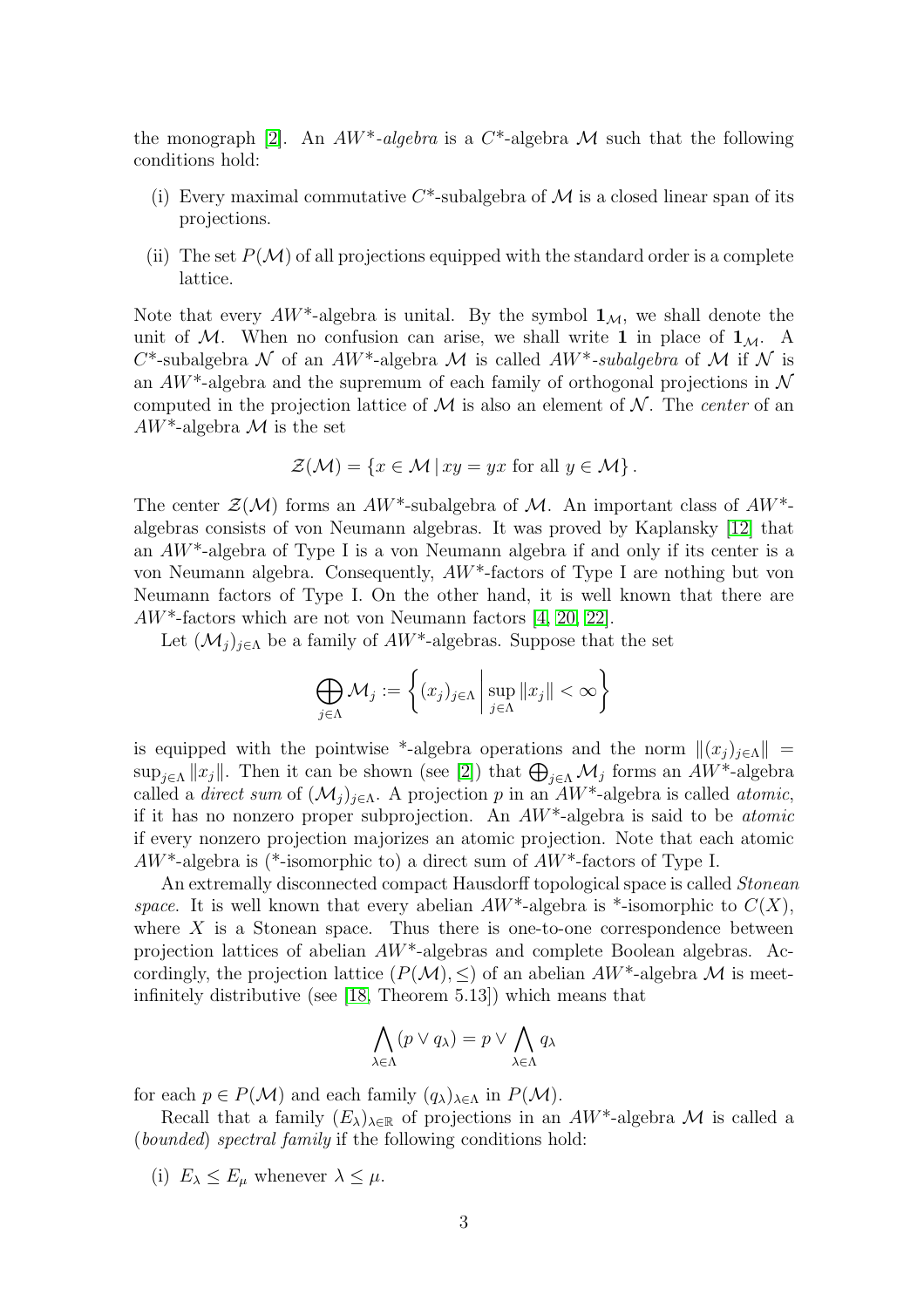the monograph [2]. An *AW\*-algebra* is a $C^*$-algebra $\mathcal{M}$ such that the following conditions hold:

(i) Every maximal commutative $C^*$-subalgebra of $\mathcal{M}$ is a closed linear span of its projections.

(ii) The set $P(\mathcal{M})$ of all projections equipped with the standard order is a complete lattice.

Note that every $AW^*$-algebra is unital. By the symbol $\mathbf{1}_{\mathcal{M}}$, we shall denote the unit of $\mathcal{M}$. When no confusion can arise, we shall write $\mathbf{1}$ in place of $\mathbf{1}_{\mathcal{M}}$. A $C^*$-subalgebra $\mathcal{N}$ of an $AW^*$-algebra $\mathcal{M}$ is called *AW\*-subalgebra* of $\mathcal{M}$ if $\mathcal{N}$ is an $AW^*$-algebra and the supremum of each family of orthogonal projections in $\mathcal{N}$ computed in the projection lattice of $\mathcal{M}$ is also an element of $\mathcal{N}$. The *center* of an $AW^*$-algebra $\mathcal{M}$ is the set

$$\mathcal{Z}(\mathcal{M}) = \{x \in \mathcal{M} \mid xy = yx \text{ for all } y \in \mathcal{M}\}.$$

The center $\mathcal{Z}(\mathcal{M})$ forms an $AW^*$-subalgebra of $\mathcal{M}$. An important class of $AW^*$-algebras consists of von Neumann algebras. It was proved by Kaplansky [12] that an $AW^*$-algebra of Type I is a von Neumann algebra if and only if its center is a von Neumann algebra. Consequently, $AW^*$-factors of Type I are nothing but von Neumann factors of Type I. On the other hand, it is well known that there are $AW^*$-factors which are not von Neumann factors [4, 20, 22].

Let $(\mathcal{M}_j)_{j\in\Lambda}$ be a family of $AW^*$-algebras. Suppose that the set

$$\bigoplus_{j\in\Lambda} \mathcal{M}_j := \left\{ (x_j)_{j\in\Lambda} \,\middle|\, \sup_{j\in\Lambda} \|x_j\| < \infty \right\}$$

is equipped with the pointwise \*-algebra operations and the norm $\|(x_j)_{j\in\Lambda}\| = \sup_{j\in\Lambda}\|x_j\|$. Then it can be shown (see [2]) that $\bigoplus_{j\in\Lambda}\mathcal{M}_j$ forms an $AW^*$-algebra called a *direct sum* of $(\mathcal{M}_j)_{j\in\Lambda}$. A projection $p$ in an $AW^*$-algebra is called *atomic*, if it has no nonzero proper subprojection. An $AW^*$-algebra is said to be *atomic* if every nonzero projection majorizes an atomic projection. Note that each atomic $AW^*$-algebra is (\*-isomorphic to) a direct sum of $AW^*$-factors of Type I.

An extremally disconnected compact Hausdorff topological space is called *Stonean space*. It is well known that every abelian $AW^*$-algebra is \*-isomorphic to $C(X)$, where $X$ is a Stonean space. Thus there is one-to-one correspondence between projection lattices of abelian $AW^*$-algebras and complete Boolean algebras. Accordingly, the projection lattice $(P(\mathcal{M}), \leq)$ of an abelian $AW^*$-algebra $\mathcal{M}$ is meet-infinitely distributive (see [18, Theorem 5.13]) which means that

$$\bigwedge_{\lambda\in\Lambda}(p \vee q_\lambda) = p \vee \bigwedge_{\lambda\in\Lambda} q_\lambda$$

for each $p \in P(\mathcal{M})$ and each family $(q_\lambda)_{\lambda\in\Lambda}$ in $P(\mathcal{M})$.

Recall that a family $(E_\lambda)_{\lambda\in\mathbb{R}}$ of projections in an $AW^*$-algebra $\mathcal{M}$ is called a (*bounded*) *spectral family* if the following conditions hold:

(i) $E_\lambda \leq E_\mu$ whenever $\lambda \leq \mu$.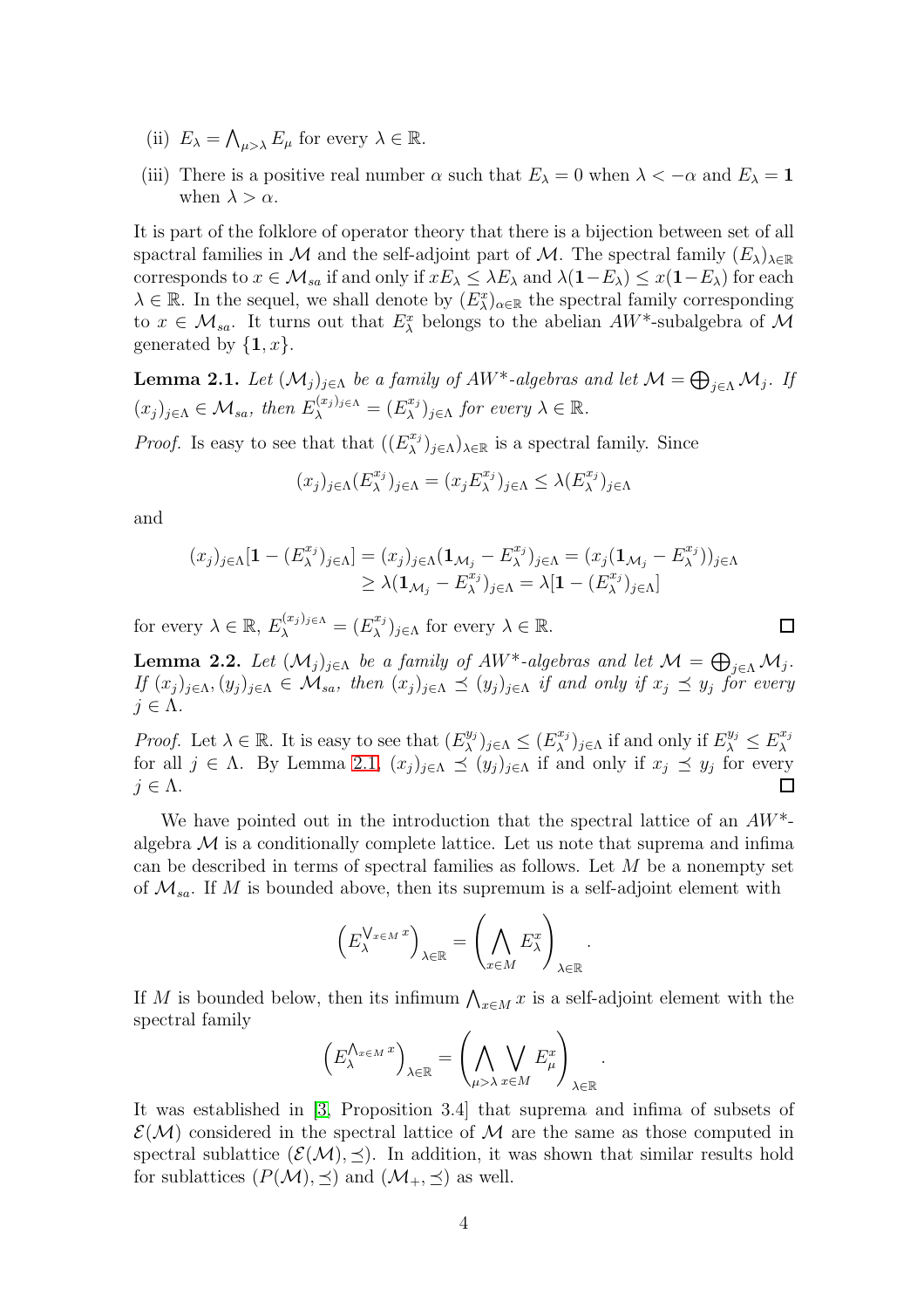(ii) $E_\lambda = \bigwedge_{\mu > \lambda} E_\mu$ for every $\lambda \in \mathbb{R}$.

(iii) There is a positive real number $\alpha$ such that $E_\lambda = 0$ when $\lambda < -\alpha$ and $E_\lambda = \mathbf{1}$ when $\lambda > \alpha$.

It is part of the folklore of operator theory that there is a bijection between set of all spactral families in $\mathcal{M}$ and the self-adjoint part of $\mathcal{M}$. The spectral family $(E_\lambda)_{\lambda\in\mathbb{R}}$ corresponds to $x \in \mathcal{M}_{sa}$ if and only if $xE_\lambda \leq \lambda E_\lambda$ and $\lambda(\mathbf{1}-E_\lambda) \leq x(\mathbf{1}-E_\lambda)$ for each $\lambda \in \mathbb{R}$. In the sequel, we shall denote by $(E^x_\lambda)_{\alpha\in\mathbb{R}}$ the spectral family corresponding to $x \in \mathcal{M}_{sa}$. It turns out that $E^x_\lambda$ belongs to the abelian $AW^*$-subalgebra of $\mathcal{M}$ generated by $\{\mathbf{1}, x\}$.

**Lemma 2.1.** *Let $(\mathcal{M}_j)_{j\in\Lambda}$ be a family of $AW^*$-algebras and let $\mathcal{M} = \bigoplus_{j\in\Lambda} \mathcal{M}_j$. If $(x_j)_{j\in\Lambda} \in \mathcal{M}_{sa}$, then $E^{(x_j)_{j\in\Lambda}}_\lambda = (E^{x_j}_\lambda)_{j\in\Lambda}$ for every $\lambda \in \mathbb{R}$.*

*Proof.* Is easy to see that that $((E^{x_j}_\lambda)_{j\in\Lambda})_{\lambda\in\mathbb{R}}$ is a spectral family. Since

$$(x_j)_{j\in\Lambda}(E^{x_j}_\lambda)_{j\in\Lambda} = (x_j E^{x_j}_\lambda)_{j\in\Lambda} \leq \lambda(E^{x_j}_\lambda)_{j\in\Lambda}$$

and

$$\begin{aligned}(x_j)_{j\in\Lambda}[\mathbf{1} - (E^{x_j}_\lambda)_{j\in\Lambda}] &= (x_j)_{j\in\Lambda}(\mathbf{1}_{\mathcal{M}_j} - E^{x_j}_\lambda)_{j\in\Lambda} = (x_j(\mathbf{1}_{\mathcal{M}_j} - E^{x_j}_\lambda))_{j\in\Lambda} \\ &\geq \lambda(\mathbf{1}_{\mathcal{M}_j} - E^{x_j}_\lambda)_{j\in\Lambda} = \lambda[\mathbf{1} - (E^{x_j}_\lambda)_{j\in\Lambda}]\end{aligned}$$

for every $\lambda \in \mathbb{R}$, $E^{(x_j)_{j\in\Lambda}}_\lambda = (E^{x_j}_\lambda)_{j\in\Lambda}$ for every $\lambda \in \mathbb{R}$. □

**Lemma 2.2.** *Let $(\mathcal{M}_j)_{j\in\Lambda}$ be a family of $AW^*$-algebras and let $\mathcal{M} = \bigoplus_{j\in\Lambda} \mathcal{M}_j$. If $(x_j)_{j\in\Lambda}, (y_j)_{j\in\Lambda} \in \mathcal{M}_{sa}$, then $(x_j)_{j\in\Lambda} \preceq (y_j)_{j\in\Lambda}$ if and only if $x_j \preceq y_j$ for every $j \in \Lambda$.*

*Proof.* Let $\lambda \in \mathbb{R}$. It is easy to see that $(E^{y_j}_\lambda)_{j\in\Lambda} \leq (E^{x_j}_\lambda)_{j\in\Lambda}$ if and only if $E^{y_j}_\lambda \leq E^{x_j}_\lambda$ for all $j \in \Lambda$. By Lemma 2.1, $(x_j)_{j\in\Lambda} \preceq (y_j)_{j\in\Lambda}$ if and only if $x_j \preceq y_j$ for every $j \in \Lambda$. □

We have pointed out in the introduction that the spectral lattice of an $AW^*$-algebra $\mathcal{M}$ is a conditionally complete lattice. Let us note that suprema and infima can be described in terms of spectral families as follows. Let $M$ be a nonempty set of $\mathcal{M}_{sa}$. If $M$ is bounded above, then its supremum is a self-adjoint element with

$$\left(E^{\bigvee_{x\in M} x}_\lambda\right)_{\lambda\in\mathbb{R}} = \left(\bigwedge_{x\in M} E^x_\lambda\right)_{\lambda\in\mathbb{R}}.$$

If $M$ is bounded below, then its infimum $\bigwedge_{x\in M} x$ is a self-adjoint element with the spectral family

$$\left(E^{\bigwedge_{x\in M} x}_\lambda\right)_{\lambda\in\mathbb{R}} = \left(\bigwedge_{\mu>\lambda} \bigvee_{x\in M} E^x_\mu\right)_{\lambda\in\mathbb{R}}.$$

It was established in [3, Proposition 3.4] that suprema and infima of subsets of $\mathcal{E}(\mathcal{M})$ considered in the spectral lattice of $\mathcal{M}$ are the same as those computed in spectral sublattice $(\mathcal{E}(\mathcal{M}), \preceq)$. In addition, it was shown that similar results hold for sublattices $(P(\mathcal{M}), \preceq)$ and $(\mathcal{M}_+, \preceq)$ as well.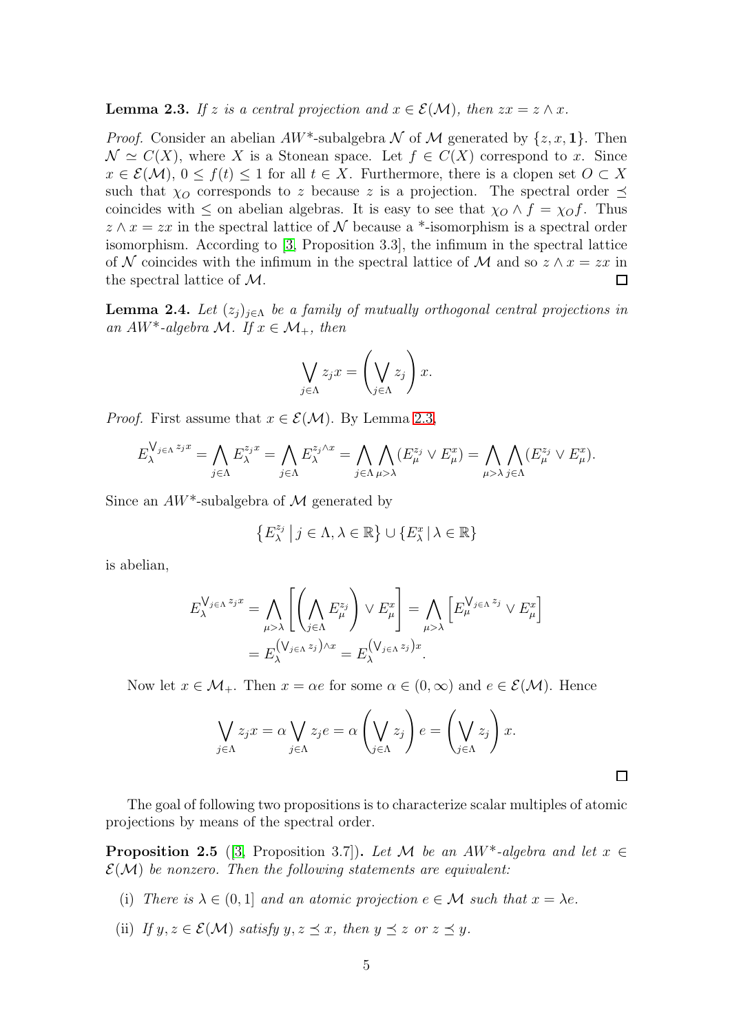**Lemma 2.3.** *If $z$ is a central projection and $x \in \mathcal{E}(\mathcal{M})$, then $zx = z \wedge x$.*

*Proof.* Consider an abelian $AW^*$-subalgebra $\mathcal{N}$ of $\mathcal{M}$ generated by $\{z, x, \mathbf{1}\}$. Then $\mathcal{N} \simeq C(X)$, where $X$ is a Stonean space. Let $f \in C(X)$ correspond to $x$. Since $x \in \mathcal{E}(\mathcal{M})$, $0 \leq f(t) \leq 1$ for all $t \in X$. Furthermore, there is a clopen set $O \subset X$ such that $\chi_O$ corresponds to $z$ because $z$ is a projection. The spectral order $\preceq$ coincides with $\leq$ on abelian algebras. It is easy to see that $\chi_O \wedge f = \chi_O f$. Thus $z \wedge x = zx$ in the spectral lattice of $\mathcal{N}$ because a *-isomorphism is a spectral order isomorphism. According to [3, Proposition 3.3], the infimum in the spectral lattice of $\mathcal{N}$ coincides with the infimum in the spectral lattice of $\mathcal{M}$ and so $z \wedge x = zx$ in the spectral lattice of $\mathcal{M}$. $\square$

**Lemma 2.4.** *Let $(z_j)_{j\in\Lambda}$ be a family of mutually orthogonal central projections in an $AW^*$-algebra $\mathcal{M}$. If $x \in \mathcal{M}_+$, then*

$$\bigvee_{j\in\Lambda} z_j x = \left(\bigvee_{j\in\Lambda} z_j\right) x.$$

*Proof.* First assume that $x \in \mathcal{E}(\mathcal{M})$. By Lemma 2.3,

$$E_\lambda^{\bigvee_{j\in\Lambda} z_j x} = \bigwedge_{j\in\Lambda} E_\lambda^{z_j x} = \bigwedge_{j\in\Lambda} E_\lambda^{z_j \wedge x} = \bigwedge_{j\in\Lambda} \bigwedge_{\mu>\lambda} (E_\mu^{z_j} \vee E_\mu^x) = \bigwedge_{\mu>\lambda} \bigwedge_{j\in\Lambda} (E_\mu^{z_j} \vee E_\mu^x).$$

Since an $AW^*$-subalgebra of $\mathcal{M}$ generated by

$$\left\{E_\lambda^{z_j} \,\middle|\, j \in \Lambda, \lambda \in \mathbb{R}\right\} \cup \left\{E_\lambda^x \,\middle|\, \lambda \in \mathbb{R}\right\}$$

is abelian,

$$\begin{aligned} E_\lambda^{\bigvee_{j\in\Lambda} z_j x} &= \bigwedge_{\mu>\lambda} \left[\left(\bigwedge_{j\in\Lambda} E_\mu^{z_j}\right) \vee E_\mu^x\right] = \bigwedge_{\mu>\lambda} \left[E_\mu^{\bigvee_{j\in\Lambda} z_j} \vee E_\mu^x\right] \\ &= E_\lambda^{(\bigvee_{j\in\Lambda} z_j)\wedge x} = E_\lambda^{(\bigvee_{j\in\Lambda} z_j) x}. \end{aligned}$$

Now let $x \in \mathcal{M}_+$. Then $x = \alpha e$ for some $\alpha \in (0, \infty)$ and $e \in \mathcal{E}(\mathcal{M})$. Hence

$$\bigvee_{j\in\Lambda} z_j x = \alpha \bigvee_{j\in\Lambda} z_j e = \alpha \left(\bigvee_{j\in\Lambda} z_j\right) e = \left(\bigvee_{j\in\Lambda} z_j\right) x.$$

$\square$

The goal of following two propositions is to characterize scalar multiples of atomic projections by means of the spectral order.

**Proposition 2.5** ([3, Proposition 3.7])**.** *Let $\mathcal{M}$ be an $AW^*$-algebra and let $x \in \mathcal{E}(\mathcal{M})$ be nonzero. Then the following statements are equivalent:*

(i) *There is $\lambda \in (0, 1]$ and an atomic projection $e \in \mathcal{M}$ such that $x = \lambda e$.*

(ii) *If $y, z \in \mathcal{E}(\mathcal{M})$ satisfy $y, z \preceq x$, then $y \preceq z$ or $z \preceq y$.*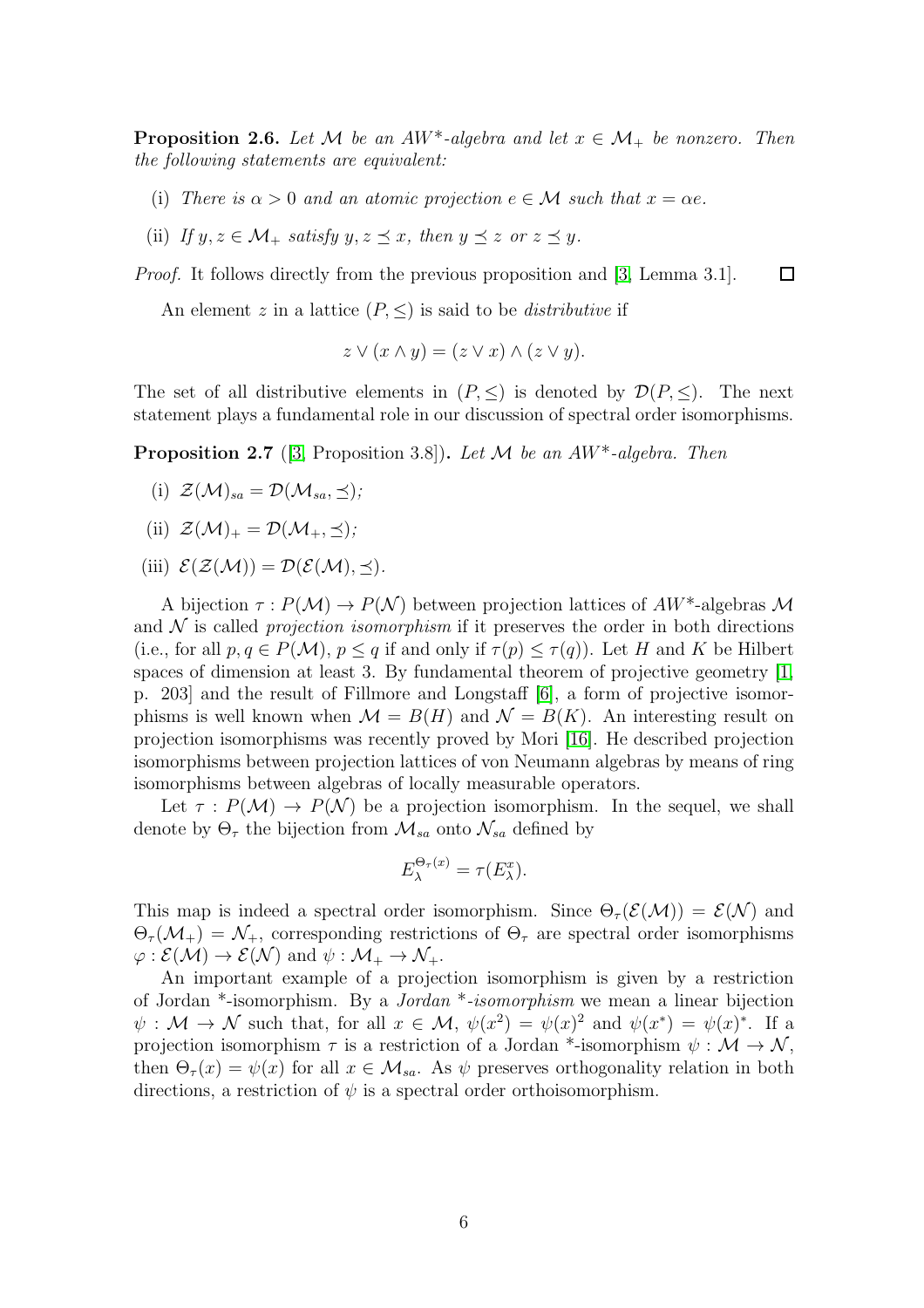**Proposition 2.6.** *Let $\mathcal{M}$ be an AW\*-algebra and let $x \in \mathcal{M}_+$ be nonzero. Then the following statements are equivalent:*

(i) *There is $\alpha > 0$ and an atomic projection $e \in \mathcal{M}$ such that $x = \alpha e$.*

(ii) *If $y, z \in \mathcal{M}_+$ satisfy $y, z \preceq x$, then $y \preceq z$ or $z \preceq y$.*

*Proof.* It follows directly from the previous proposition and [3, Lemma 3.1]. □

An element $z$ in a lattice $(P, \leq)$ is said to be *distributive* if

$$z \vee (x \wedge y) = (z \vee x) \wedge (z \vee y).$$

The set of all distributive elements in $(P, \leq)$ is denoted by $\mathcal{D}(P, \leq)$. The next statement plays a fundamental role in our discussion of spectral order isomorphisms.

**Proposition 2.7** ([3, Proposition 3.8])**.** *Let $\mathcal{M}$ be an AW\*-algebra. Then*

(i) $\mathcal{Z}(\mathcal{M})_{sa} = \mathcal{D}(\mathcal{M}_{sa}, \preceq)$;

(ii) $\mathcal{Z}(\mathcal{M})_+ = \mathcal{D}(\mathcal{M}_+, \preceq)$;

(iii) $\mathcal{E}(\mathcal{Z}(\mathcal{M})) = \mathcal{D}(\mathcal{E}(\mathcal{M}), \preceq)$.

A bijection $\tau : P(\mathcal{M}) \to P(\mathcal{N})$ between projection lattices of AW\*-algebras $\mathcal{M}$ and $\mathcal{N}$ is called *projection isomorphism* if it preserves the order in both directions (i.e., for all $p, q \in P(\mathcal{M})$, $p \leq q$ if and only if $\tau(p) \leq \tau(q)$). Let $H$ and $K$ be Hilbert spaces of dimension at least 3. By fundamental theorem of projective geometry [1, p. 203] and the result of Fillmore and Longstaff [6], a form of projective isomorphisms is well known when $\mathcal{M} = B(H)$ and $\mathcal{N} = B(K)$. An interesting result on projection isomorphisms was recently proved by Mori [16]. He described projection isomorphisms between projection lattices of von Neumann algebras by means of ring isomorphisms between algebras of locally measurable operators.

Let $\tau : P(\mathcal{M}) \to P(\mathcal{N})$ be a projection isomorphism. In the sequel, we shall denote by $\Theta_\tau$ the bijection from $\mathcal{M}_{sa}$ onto $\mathcal{N}_{sa}$ defined by

$$E_\lambda^{\Theta_\tau(x)} = \tau(E_\lambda^x).$$

This map is indeed a spectral order isomorphism. Since $\Theta_\tau(\mathcal{E}(\mathcal{M})) = \mathcal{E}(\mathcal{N})$ and $\Theta_\tau(\mathcal{M}_+) = \mathcal{N}_+$, corresponding restrictions of $\Theta_\tau$ are spectral order isomorphisms $\varphi : \mathcal{E}(\mathcal{M}) \to \mathcal{E}(\mathcal{N})$ and $\psi : \mathcal{M}_+ \to \mathcal{N}_+$.

An important example of a projection isomorphism is given by a restriction of Jordan \*-isomorphism. By a *Jordan \*-isomorphism* we mean a linear bijection $\psi : \mathcal{M} \to \mathcal{N}$ such that, for all $x \in \mathcal{M}$, $\psi(x^2) = \psi(x)^2$ and $\psi(x^*) = \psi(x)^*$. If a projection isomorphism $\tau$ is a restriction of a Jordan \*-isomorphism $\psi : \mathcal{M} \to \mathcal{N}$, then $\Theta_\tau(x) = \psi(x)$ for all $x \in \mathcal{M}_{sa}$. As $\psi$ preserves orthogonality relation in both directions, a restriction of $\psi$ is a spectral order orthoisomorphism.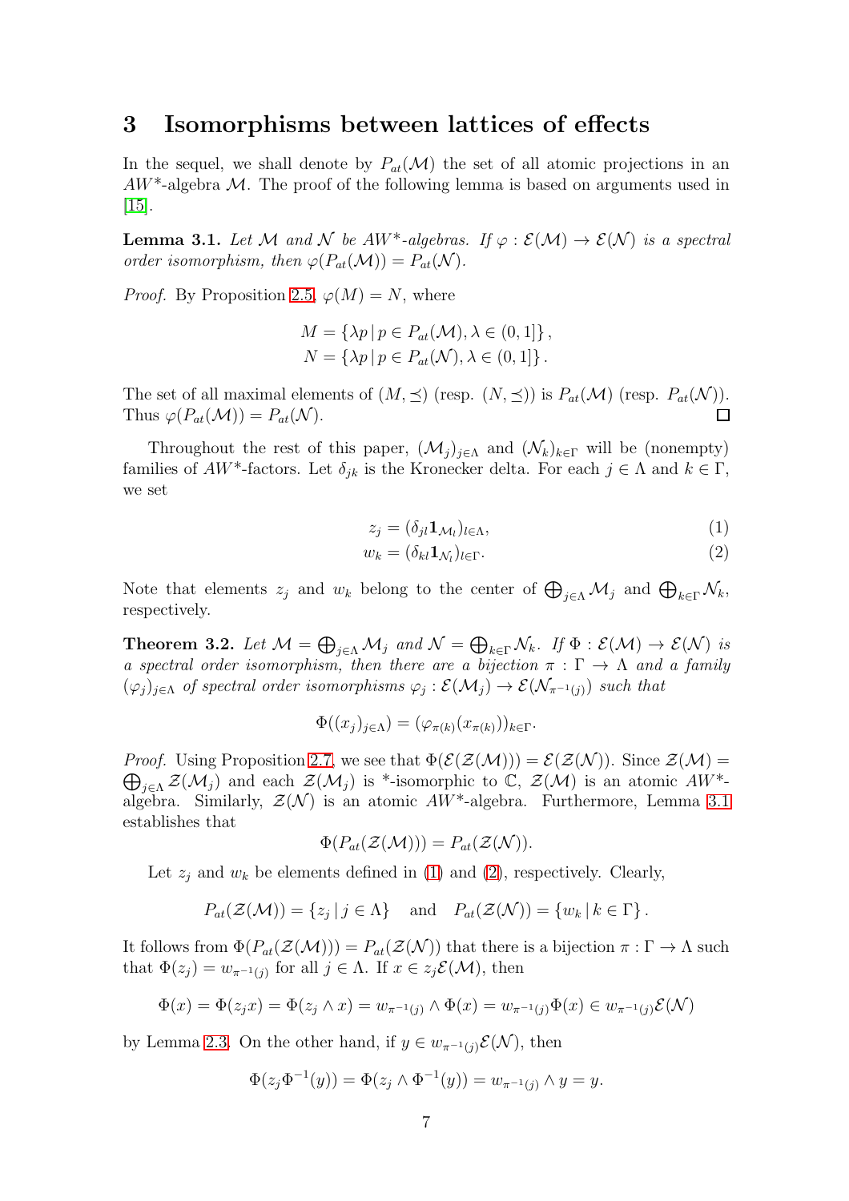# 3 Isomorphisms between lattices of effects

In the sequel, we shall denote by $P_{at}(\mathcal{M})$ the set of all atomic projections in an $AW^*$-algebra $\mathcal{M}$. The proof of the following lemma is based on arguments used in [15].

**Lemma 3.1.** *Let $\mathcal{M}$ and $\mathcal{N}$ be $AW^*$-algebras. If $\varphi : \mathcal{E}(\mathcal{M}) \to \mathcal{E}(\mathcal{N})$ is a spectral order isomorphism, then $\varphi(P_{at}(\mathcal{M})) = P_{at}(\mathcal{N})$.*

*Proof.* By Proposition 2.5, $\varphi(M) = N$, where

$$M = \{\lambda p \,|\, p \in P_{at}(\mathcal{M}), \lambda \in (0,1]\},$$
$$N = \{\lambda p \,|\, p \in P_{at}(\mathcal{N}), \lambda \in (0,1]\}.$$

The set of all maximal elements of $(M, \preceq)$ (resp. $(N, \preceq)$) is $P_{at}(\mathcal{M})$ (resp. $P_{at}(\mathcal{N})$). Thus $\varphi(P_{at}(\mathcal{M})) = P_{at}(\mathcal{N})$. $\square$

Throughout the rest of this paper, $(\mathcal{M}_j)_{j\in\Lambda}$ and $(\mathcal{N}_k)_{k\in\Gamma}$ will be (nonempty) families of $AW^*$-factors. Let $\delta_{jk}$ is the Kronecker delta. For each $j \in \Lambda$ and $k \in \Gamma$, we set

$$z_j = (\delta_{jl}\mathbf{1}_{\mathcal{M}_l})_{l\in\Lambda}, \tag{1}$$
$$w_k = (\delta_{kl}\mathbf{1}_{\mathcal{N}_l})_{l\in\Gamma}. \tag{2}$$

Note that elements $z_j$ and $w_k$ belong to the center of $\bigoplus_{j\in\Lambda}\mathcal{M}_j$ and $\bigoplus_{k\in\Gamma}\mathcal{N}_k$, respectively.

**Theorem 3.2.** *Let $\mathcal{M} = \bigoplus_{j\in\Lambda}\mathcal{M}_j$ and $\mathcal{N} = \bigoplus_{k\in\Gamma}\mathcal{N}_k$. If $\Phi : \mathcal{E}(\mathcal{M}) \to \mathcal{E}(\mathcal{N})$ is a spectral order isomorphism, then there are a bijection $\pi : \Gamma \to \Lambda$ and a family $(\varphi_j)_{j\in\Lambda}$ of spectral order isomorphisms $\varphi_j : \mathcal{E}(\mathcal{M}_j) \to \mathcal{E}(\mathcal{N}_{\pi^{-1}(j)})$ such that*

$$\Phi((x_j)_{j\in\Lambda}) = (\varphi_{\pi(k)}(x_{\pi(k)}))_{k\in\Gamma}.$$

*Proof.* Using Proposition 2.7, we see that $\Phi(\mathcal{E}(\mathcal{Z}(\mathcal{M}))) = \mathcal{E}(\mathcal{Z}(\mathcal{N}))$. Since $\mathcal{Z}(\mathcal{M}) = \bigoplus_{j\in\Lambda}\mathcal{Z}(\mathcal{M}_j)$ and each $\mathcal{Z}(\mathcal{M}_j)$ is *-isomorphic to $\mathbb{C}$, $\mathcal{Z}(\mathcal{M})$ is an atomic $AW^*$-algebra. Similarly, $\mathcal{Z}(\mathcal{N})$ is an atomic $AW^*$-algebra. Furthermore, Lemma 3.1 establishes that

$$\Phi(P_{at}(\mathcal{Z}(\mathcal{M}))) = P_{at}(\mathcal{Z}(\mathcal{N})).$$

Let $z_j$ and $w_k$ be elements defined in (1) and (2), respectively. Clearly,

$$P_{at}(\mathcal{Z}(\mathcal{M})) = \{z_j \,|\, j \in \Lambda\} \quad \text{and} \quad P_{at}(\mathcal{Z}(\mathcal{N})) = \{w_k \,|\, k \in \Gamma\}.$$

It follows from $\Phi(P_{at}(\mathcal{Z}(\mathcal{M}))) = P_{at}(\mathcal{Z}(\mathcal{N}))$ that there is a bijection $\pi : \Gamma \to \Lambda$ such that $\Phi(z_j) = w_{\pi^{-1}(j)}$ for all $j \in \Lambda$. If $x \in z_j\mathcal{E}(\mathcal{M})$, then

$$\Phi(x) = \Phi(z_j x) = \Phi(z_j \wedge x) = w_{\pi^{-1}(j)} \wedge \Phi(x) = w_{\pi^{-1}(j)}\Phi(x) \in w_{\pi^{-1}(j)}\mathcal{E}(\mathcal{N})$$

by Lemma 2.3. On the other hand, if $y \in w_{\pi^{-1}(j)}\mathcal{E}(\mathcal{N})$, then

$$\Phi(z_j\Phi^{-1}(y)) = \Phi(z_j \wedge \Phi^{-1}(y)) = w_{\pi^{-1}(j)} \wedge y = y.$$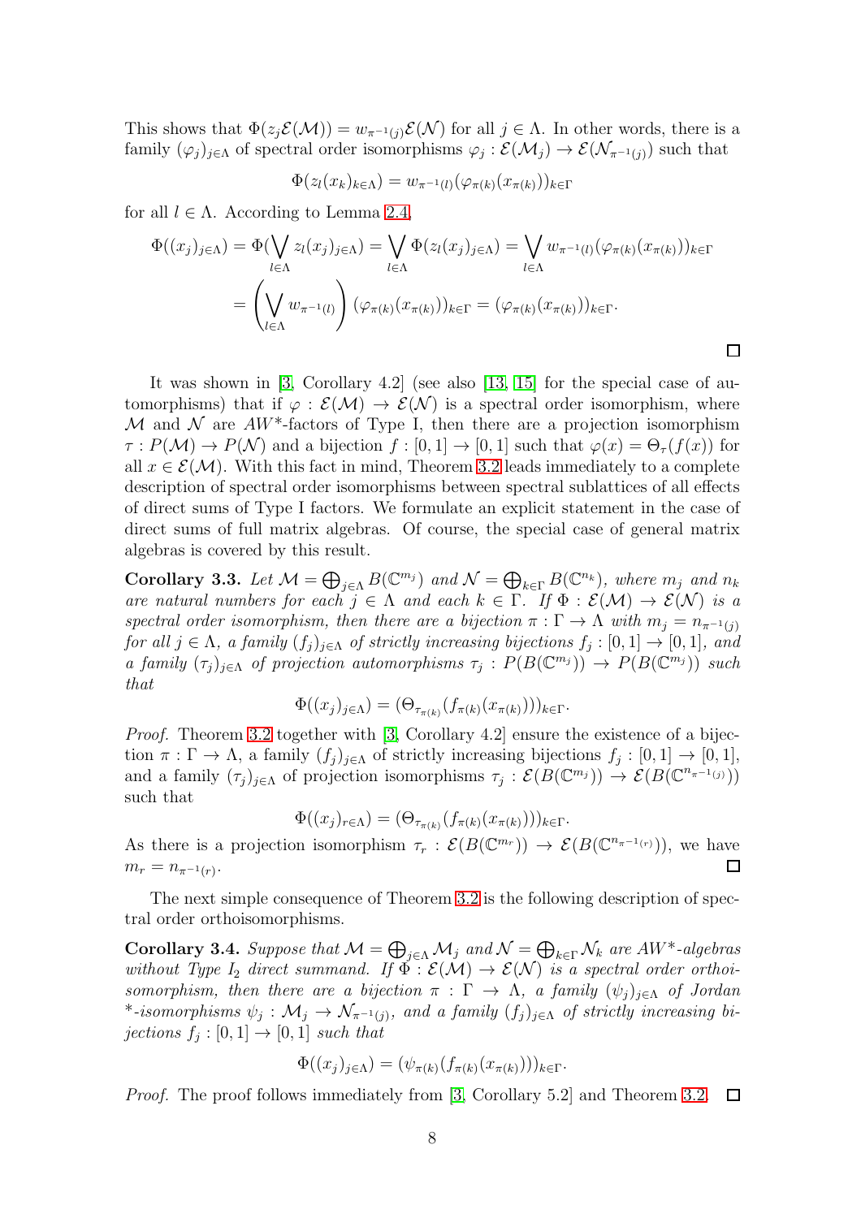This shows that $\Phi(z_j\mathcal{E}(\mathcal{M})) = w_{\pi^{-1}(j)}\mathcal{E}(\mathcal{N})$ for all $j \in \Lambda$. In other words, there is a family $(\varphi_j)_{j\in\Lambda}$ of spectral order isomorphisms $\varphi_j : \mathcal{E}(\mathcal{M}_j) \to \mathcal{E}(\mathcal{N}_{\pi^{-1}(j)})$ such that

$$\Phi(z_l(x_k)_{k\in\Lambda}) = w_{\pi^{-1}(l)}(\varphi_{\pi(k)}(x_{\pi(k)}))_{k\in\Gamma}$$

for all $l \in \Lambda$. According to Lemma 2.4,

$$\begin{aligned}
\Phi((x_j)_{j\in\Lambda}) &= \Phi(\bigvee_{l\in\Lambda} z_l(x_j)_{j\in\Lambda}) = \bigvee_{l\in\Lambda} \Phi(z_l(x_j)_{j\in\Lambda}) = \bigvee_{l\in\Lambda} w_{\pi^{-1}(l)}(\varphi_{\pi(k)}(x_{\pi(k)}))_{k\in\Gamma} \\
&= \left(\bigvee_{l\in\Lambda} w_{\pi^{-1}(l)}\right)(\varphi_{\pi(k)}(x_{\pi(k)}))_{k\in\Gamma} = (\varphi_{\pi(k)}(x_{\pi(k)}))_{k\in\Gamma}.
\end{aligned}$$

□

It was shown in [3, Corollary 4.2] (see also [13, 15] for the special case of automorphisms) that if $\varphi : \mathcal{E}(\mathcal{M}) \to \mathcal{E}(\mathcal{N})$ is a spectral order isomorphism, where $\mathcal{M}$ and $\mathcal{N}$ are $AW^*$-factors of Type I, then there are a projection isomorphism $\tau : P(\mathcal{M}) \to P(\mathcal{N})$ and a bijection $f : [0,1] \to [0,1]$ such that $\varphi(x) = \Theta_\tau(f(x))$ for all $x \in \mathcal{E}(\mathcal{M})$. With this fact in mind, Theorem 3.2 leads immediately to a complete description of spectral order isomorphisms between spectral sublattices of all effects of direct sums of Type I factors. We formulate an explicit statement in the case of direct sums of full matrix algebras. Of course, the special case of general matrix algebras is covered by this result.

**Corollary 3.3.** *Let $\mathcal{M} = \bigoplus_{j\in\Lambda} B(\mathbb{C}^{m_j})$ and $\mathcal{N} = \bigoplus_{k\in\Gamma} B(\mathbb{C}^{n_k})$, where $m_j$ and $n_k$ are natural numbers for each $j \in \Lambda$ and each $k \in \Gamma$. If $\Phi : \mathcal{E}(\mathcal{M}) \to \mathcal{E}(\mathcal{N})$ is a spectral order isomorphism, then there are a bijection $\pi : \Gamma \to \Lambda$ with $m_j = n_{\pi^{-1}(j)}$ for all $j \in \Lambda$, a family $(f_j)_{j\in\Lambda}$ of strictly increasing bijections $f_j : [0,1] \to [0,1]$, and a family $(\tau_j)_{j\in\Lambda}$ of projection automorphisms $\tau_j : P(B(\mathbb{C}^{m_j})) \to P(B(\mathbb{C}^{m_j}))$ such that*

$$\Phi((x_j)_{j\in\Lambda}) = (\Theta_{\tau_{\pi(k)}}(f_{\pi(k)}(x_{\pi(k)})))_{k\in\Gamma}.$$

*Proof.* Theorem 3.2 together with [3, Corollary 4.2] ensure the existence of a bijection $\pi : \Gamma \to \Lambda$, a family $(f_j)_{j\in\Lambda}$ of strictly increasing bijections $f_j : [0,1] \to [0,1]$, and a family $(\tau_j)_{j\in\Lambda}$ of projection isomorphisms $\tau_j : \mathcal{E}(B(\mathbb{C}^{m_j})) \to \mathcal{E}(B(\mathbb{C}^{n_{\pi^{-1}(j)}}))$ such that

$$\Phi((x_j)_{r\in\Lambda}) = (\Theta_{\tau_{\pi(k)}}(f_{\pi(k)}(x_{\pi(k)})))_{k\in\Gamma}.$$

As there is a projection isomorphism $\tau_r : \mathcal{E}(B(\mathbb{C}^{m_r})) \to \mathcal{E}(B(\mathbb{C}^{n_{\pi^{-1}(r)}}))$, we have $m_r = n_{\pi^{-1}(r)}$. □

The next simple consequence of Theorem 3.2 is the following description of spectral order orthoisomorphisms.

**Corollary 3.4.** *Suppose that $\mathcal{M} = \bigoplus_{j\in\Lambda} \mathcal{M}_j$ and $\mathcal{N} = \bigoplus_{k\in\Gamma} \mathcal{N}_k$ are $AW^*$-algebras without Type $I_2$ direct summand. If $\Phi : \mathcal{E}(\mathcal{M}) \to \mathcal{E}(\mathcal{N})$ is a spectral order orthoisomorphism, then there are a bijection $\pi : \Gamma \to \Lambda$, a family $(\psi_j)_{j\in\Lambda}$ of Jordan $^*$-isomorphisms $\psi_j : \mathcal{M}_j \to \mathcal{N}_{\pi^{-1}(j)}$, and a family $(f_j)_{j\in\Lambda}$ of strictly increasing bijections $f_j : [0,1] \to [0,1]$ such that*

$$\Phi((x_j)_{j\in\Lambda}) = (\psi_{\pi(k)}(f_{\pi(k)}(x_{\pi(k)})))_{k\in\Gamma}.$$

*Proof.* The proof follows immediately from [3, Corollary 5.2] and Theorem 3.2. □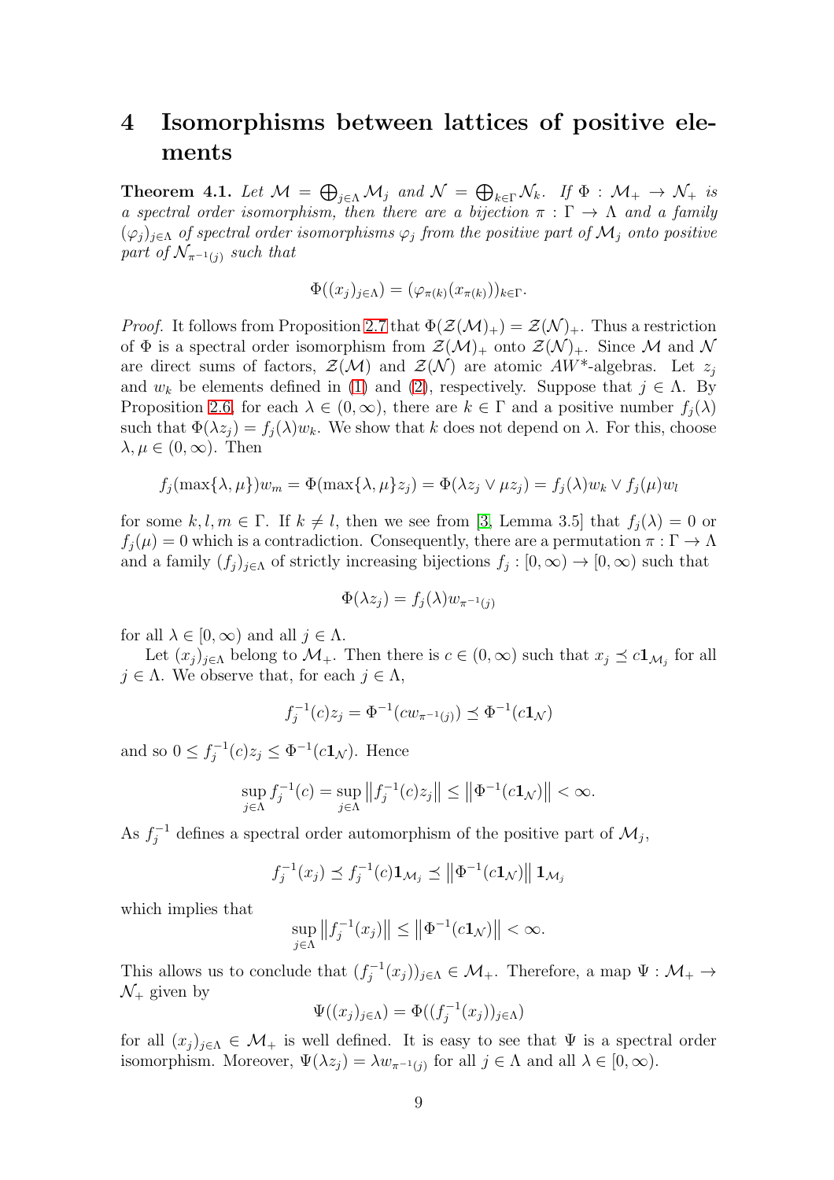# 4 Isomorphisms between lattices of positive elements

**Theorem 4.1.** *Let $\mathcal{M} = \bigoplus_{j\in\Lambda}\mathcal{M}_j$ and $\mathcal{N} = \bigoplus_{k\in\Gamma}\mathcal{N}_k$. If $\Phi : \mathcal{M}_+ \to \mathcal{N}_+$ is a spectral order isomorphism, then there are a bijection $\pi : \Gamma \to \Lambda$ and a family $(\varphi_j)_{j\in\Lambda}$ of spectral order isomorphisms $\varphi_j$ from the positive part of $\mathcal{M}_j$ onto positive part of $\mathcal{N}_{\pi^{-1}(j)}$ such that*

$$\Phi((x_j)_{j\in\Lambda}) = (\varphi_{\pi(k)}(x_{\pi(k)}))_{k\in\Gamma}.$$

*Proof.* It follows from Proposition 2.7 that $\Phi(\mathcal{Z}(\mathcal{M})_+) = \mathcal{Z}(\mathcal{N})_+$. Thus a restriction of $\Phi$ is a spectral order isomorphism from $\mathcal{Z}(\mathcal{M})_+$ onto $\mathcal{Z}(\mathcal{N})_+$. Since $\mathcal{M}$ and $\mathcal{N}$ are direct sums of factors, $\mathcal{Z}(\mathcal{M})$ and $\mathcal{Z}(\mathcal{N})$ are atomic $AW^*$-algebras. Let $z_j$ and $w_k$ be elements defined in (1) and (2), respectively. Suppose that $j \in \Lambda$. By Proposition 2.6, for each $\lambda \in (0,\infty)$, there are $k \in \Gamma$ and a positive number $f_j(\lambda)$ such that $\Phi(\lambda z_j) = f_j(\lambda) w_k$. We show that $k$ does not depend on $\lambda$. For this, choose $\lambda, \mu \in (0,\infty)$. Then

$$f_j(\max\{\lambda,\mu\}) w_m = \Phi(\max\{\lambda,\mu\} z_j) = \Phi(\lambda z_j \vee \mu z_j) = f_j(\lambda) w_k \vee f_j(\mu) w_l$$

for some $k, l, m \in \Gamma$. If $k \neq l$, then we see from [3, Lemma 3.5] that $f_j(\lambda) = 0$ or $f_j(\mu) = 0$ which is a contradiction. Consequently, there are a permutation $\pi : \Gamma \to \Lambda$ and a family $(f_j)_{j\in\Lambda}$ of strictly increasing bijections $f_j : [0,\infty) \to [0,\infty)$ such that

$$\Phi(\lambda z_j) = f_j(\lambda) w_{\pi^{-1}(j)}$$

for all $\lambda \in [0,\infty)$ and all $j \in \Lambda$.

Let $(x_j)_{j\in\Lambda}$ belong to $\mathcal{M}_+$. Then there is $c \in (0,\infty)$ such that $x_j \preceq c\mathbf{1}_{\mathcal{M}_j}$ for all $j \in \Lambda$. We observe that, for each $j \in \Lambda$,

$$f_j^{-1}(c) z_j = \Phi^{-1}(c w_{\pi^{-1}(j)}) \preceq \Phi^{-1}(c\mathbf{1}_{\mathcal{N}})$$

and so $0 \leq f_j^{-1}(c) z_j \leq \Phi^{-1}(c\mathbf{1}_{\mathcal{N}})$. Hence

$$\sup_{j\in\Lambda} f_j^{-1}(c) = \sup_{j\in\Lambda} \left\| f_j^{-1}(c) z_j \right\| \leq \left\| \Phi^{-1}(c\mathbf{1}_{\mathcal{N}}) \right\| < \infty.$$

As $f_j^{-1}$ defines a spectral order automorphism of the positive part of $\mathcal{M}_j$,

$$f_j^{-1}(x_j) \preceq f_j^{-1}(c)\mathbf{1}_{\mathcal{M}_j} \preceq \left\| \Phi^{-1}(c\mathbf{1}_{\mathcal{N}}) \right\| \mathbf{1}_{\mathcal{M}_j}$$

which implies that

$$\sup_{j\in\Lambda} \left\| f_j^{-1}(x_j) \right\| \leq \left\| \Phi^{-1}(c\mathbf{1}_{\mathcal{N}}) \right\| < \infty.$$

This allows us to conclude that $(f_j^{-1}(x_j))_{j\in\Lambda} \in \mathcal{M}_+$. Therefore, a map $\Psi : \mathcal{M}_+ \to \mathcal{N}_+$ given by

$$\Psi((x_j)_{j\in\Lambda}) = \Phi((f_j^{-1}(x_j))_{j\in\Lambda})$$

for all $(x_j)_{j\in\Lambda} \in \mathcal{M}_+$ is well defined. It is easy to see that $\Psi$ is a spectral order isomorphism. Moreover, $\Psi(\lambda z_j) = \lambda w_{\pi^{-1}(j)}$ for all $j \in \Lambda$ and all $\lambda \in [0,\infty)$.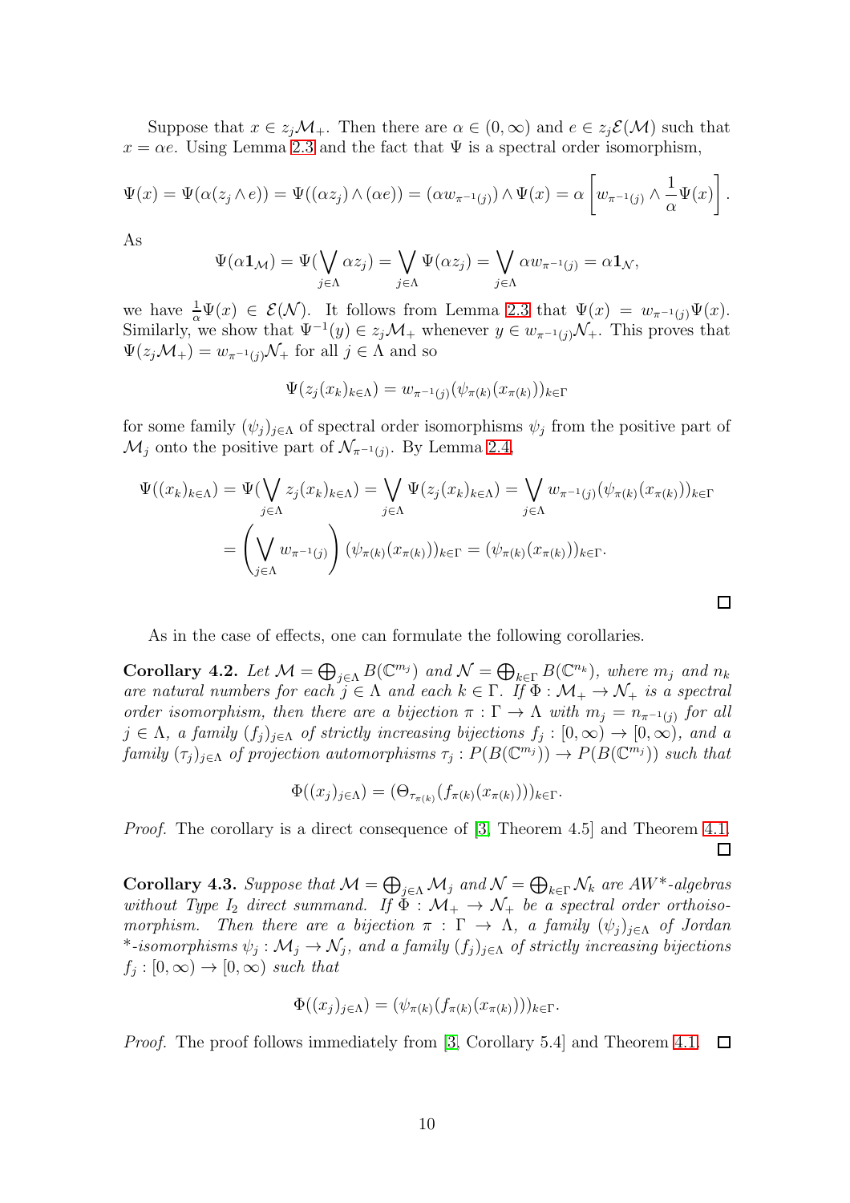Suppose that $x \in z_j\mathcal{M}_+$. Then there are $\alpha \in (0,\infty)$ and $e \in z_j\mathcal{E}(\mathcal{M})$ such that $x = \alpha e$. Using Lemma 2.3 and the fact that $\Psi$ is a spectral order isomorphism,

$$\Psi(x) = \Psi(\alpha(z_j \wedge e)) = \Psi((\alpha z_j) \wedge (\alpha e)) = (\alpha w_{\pi^{-1}(j)}) \wedge \Psi(x) = \alpha \left[ w_{\pi^{-1}(j)} \wedge \frac{1}{\alpha}\Psi(x) \right].$$

As

$$\Psi(\alpha \mathbf{1}_{\mathcal{M}}) = \Psi(\bigvee_{j\in\Lambda} \alpha z_j) = \bigvee_{j\in\Lambda} \Psi(\alpha z_j) = \bigvee_{j\in\Lambda} \alpha w_{\pi^{-1}(j)} = \alpha \mathbf{1}_{\mathcal{N}},$$

we have $\frac{1}{\alpha}\Psi(x) \in \mathcal{E}(\mathcal{N})$. It follows from Lemma 2.3 that $\Psi(x) = w_{\pi^{-1}(j)}\Psi(x)$. Similarly, we show that $\Psi^{-1}(y) \in z_j\mathcal{M}_+$ whenever $y \in w_{\pi^{-1}(j)}\mathcal{N}_+$. This proves that $\Psi(z_j\mathcal{M}_+) = w_{\pi^{-1}(j)}\mathcal{N}_+$ for all $j \in \Lambda$ and so

$$\Psi(z_j(x_k)_{k\in\Lambda}) = w_{\pi^{-1}(j)}(\psi_{\pi(k)}(x_{\pi(k)}))_{k\in\Gamma}$$

for some family $(\psi_j)_{j\in\Lambda}$ of spectral order isomorphisms $\psi_j$ from the positive part of $\mathcal{M}_j$ onto the positive part of $\mathcal{N}_{\pi^{-1}(j)}$. By Lemma 2.4,

$$\begin{aligned}
\Psi((x_k)_{k\in\Lambda}) &= \Psi(\bigvee_{j\in\Lambda} z_j(x_k)_{k\in\Lambda}) = \bigvee_{j\in\Lambda} \Psi(z_j(x_k)_{k\in\Lambda}) = \bigvee_{j\in\Lambda} w_{\pi^{-1}(j)}(\psi_{\pi(k)}(x_{\pi(k)}))_{k\in\Gamma} \\
&= \left(\bigvee_{j\in\Lambda} w_{\pi^{-1}(j)}\right)(\psi_{\pi(k)}(x_{\pi(k)}))_{k\in\Gamma} = (\psi_{\pi(k)}(x_{\pi(k)}))_{k\in\Gamma}.
\end{aligned}$$

□

As in the case of effects, one can formulate the following corollaries.

**Corollary 4.2.** *Let $\mathcal{M} = \bigoplus_{j\in\Lambda} B(\mathbb{C}^{m_j})$ and $\mathcal{N} = \bigoplus_{k\in\Gamma} B(\mathbb{C}^{n_k})$, where $m_j$ and $n_k$ are natural numbers for each $j \in \Lambda$ and each $k \in \Gamma$. If $\Phi : \mathcal{M}_+ \to \mathcal{N}_+$ is a spectral order isomorphism, then there are a bijection $\pi : \Gamma \to \Lambda$ with $m_j = n_{\pi^{-1}(j)}$ for all $j \in \Lambda$, a family $(f_j)_{j\in\Lambda}$ of strictly increasing bijections $f_j : [0,\infty) \to [0,\infty)$, and a family $(\tau_j)_{j\in\Lambda}$ of projection automorphisms $\tau_j : P(B(\mathbb{C}^{m_j})) \to P(B(\mathbb{C}^{m_j}))$ such that*

$$\Phi((x_j)_{j\in\Lambda}) = (\Theta_{\tau_{\pi(k)}}(f_{\pi(k)}(x_{\pi(k)})))_{k\in\Gamma}.$$

*Proof.* The corollary is a direct consequence of [3, Theorem 4.5] and Theorem 4.1. □

**Corollary 4.3.** *Suppose that $\mathcal{M} = \bigoplus_{j\in\Lambda} \mathcal{M}_j$ and $\mathcal{N} = \bigoplus_{k\in\Gamma} \mathcal{N}_k$ are $AW^*$-algebras without Type $I_2$ direct summand. If $\Phi : \mathcal{M}_+ \to \mathcal{N}_+$ be a spectral order orthoisomorphism. Then there are a bijection $\pi : \Gamma \to \Lambda$, a family $(\psi_j)_{j\in\Lambda}$ of Jordan $*$-isomorphisms $\psi_j : \mathcal{M}_j \to \mathcal{N}_j$, and a family $(f_j)_{j\in\Lambda}$ of strictly increasing bijections $f_j : [0,\infty) \to [0,\infty)$ such that*

$$\Phi((x_j)_{j\in\Lambda}) = (\psi_{\pi(k)}(f_{\pi(k)}(x_{\pi(k)})))_{k\in\Gamma}.$$

*Proof.* The proof follows immediately from [3, Corollary 5.4] and Theorem 4.1. □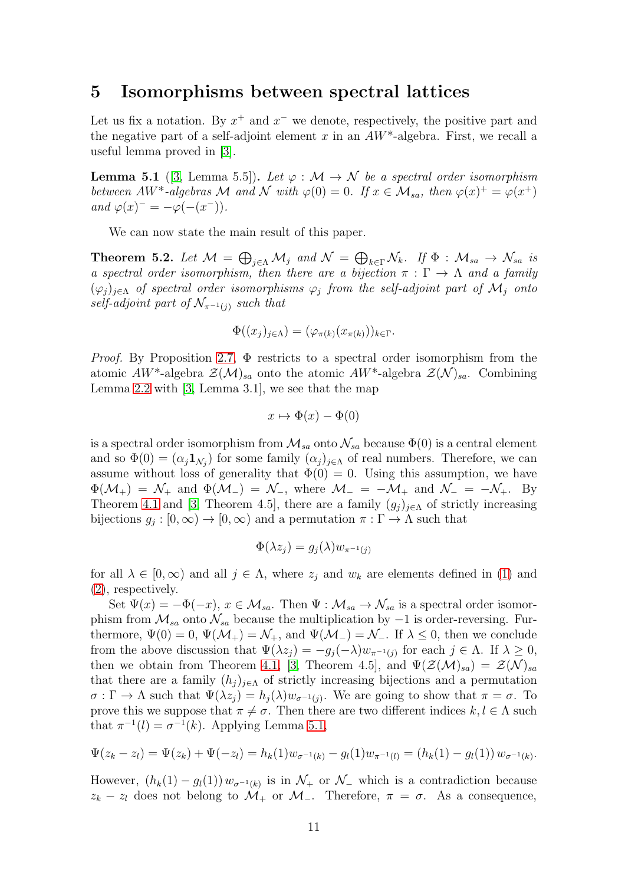## 5 Isomorphisms between spectral lattices

Let us fix a notation. By $x^+$ and $x^-$ we denote, respectively, the positive part and the negative part of a self-adjoint element $x$ in an $AW^*$-algebra. First, we recall a useful lemma proved in [3].

**Lemma 5.1** ([3, Lemma 5.5]). *Let $\varphi : \mathcal{M} \to \mathcal{N}$ be a spectral order isomorphism between $AW^*$-algebras $\mathcal{M}$ and $\mathcal{N}$ with $\varphi(0) = 0$. If $x \in \mathcal{M}_{sa}$, then $\varphi(x)^+ = \varphi(x^+)$ and $\varphi(x)^- = -\varphi(-(x^-))$.*

We can now state the main result of this paper.

**Theorem 5.2.** *Let $\mathcal{M} = \bigoplus_{j\in\Lambda} \mathcal{M}_j$ and $\mathcal{N} = \bigoplus_{k\in\Gamma} \mathcal{N}_k$. If $\Phi : \mathcal{M}_{sa} \to \mathcal{N}_{sa}$ is a spectral order isomorphism, then there are a bijection $\pi : \Gamma \to \Lambda$ and a family $(\varphi_j)_{j\in\Lambda}$ of spectral order isomorphisms $\varphi_j$ from the self-adjoint part of $\mathcal{M}_j$ onto self-adjoint part of $\mathcal{N}_{\pi^{-1}(j)}$ such that*

$$\Phi((x_j)_{j\in\Lambda}) = (\varphi_{\pi(k)}(x_{\pi(k)}))_{k\in\Gamma}.$$

*Proof.* By Proposition 2.7, $\Phi$ restricts to a spectral order isomorphism from the atomic $AW^*$-algebra $\mathcal{Z}(\mathcal{M})_{sa}$ onto the atomic $AW^*$-algebra $\mathcal{Z}(\mathcal{N})_{sa}$. Combining Lemma 2.2 with [3, Lemma 3.1], we see that the map

$$x \mapsto \Phi(x) - \Phi(0)$$

is a spectral order isomorphism from $\mathcal{M}_{sa}$ onto $\mathcal{N}_{sa}$ because $\Phi(0)$ is a central element and so $\Phi(0) = (\alpha_j \mathbf{1}_{\mathcal{N}_j})$ for some family $(\alpha_j)_{j\in\Lambda}$ of real numbers. Therefore, we can assume without loss of generality that $\Phi(0) = 0$. Using this assumption, we have $\Phi(\mathcal{M}_+) = \mathcal{N}_+$ and $\Phi(\mathcal{M}_-) = \mathcal{N}_-$, where $\mathcal{M}_- = -\mathcal{M}_+$ and $\mathcal{N}_- = -\mathcal{N}_+$. By Theorem 4.1 and [3, Theorem 4.5], there are a family $(g_j)_{j\in\Lambda}$ of strictly increasing bijections $g_j : [0,\infty) \to [0,\infty)$ and a permutation $\pi : \Gamma \to \Lambda$ such that

$$\Phi(\lambda z_j) = g_j(\lambda) w_{\pi^{-1}(j)}$$

for all $\lambda \in [0,\infty)$ and all $j \in \Lambda$, where $z_j$ and $w_k$ are elements defined in (1) and (2), respectively.

Set $\Psi(x) = -\Phi(-x)$, $x \in \mathcal{M}_{sa}$. Then $\Psi : \mathcal{M}_{sa} \to \mathcal{N}_{sa}$ is a spectral order isomorphism from $\mathcal{M}_{sa}$ onto $\mathcal{N}_{sa}$ because the multiplication by $-1$ is order-reversing. Furthermore, $\Psi(0) = 0$, $\Psi(\mathcal{M}_+) = \mathcal{N}_+$, and $\Psi(\mathcal{M}_-) = \mathcal{N}_-$. If $\lambda \le 0$, then we conclude from the above discussion that $\Psi(\lambda z_j) = -g_j(-\lambda) w_{\pi^{-1}(j)}$ for each $j \in \Lambda$. If $\lambda \ge 0$, then we obtain from Theorem 4.1, [3, Theorem 4.5], and $\Psi(\mathcal{Z}(\mathcal{M})_{sa}) = \mathcal{Z}(\mathcal{N})_{sa}$ that there are a family $(h_j)_{j\in\Lambda}$ of strictly increasing bijections and a permutation $\sigma : \Gamma \to \Lambda$ such that $\Psi(\lambda z_j) = h_j(\lambda) w_{\sigma^{-1}(j)}$. We are going to show that $\pi = \sigma$. To prove this we suppose that $\pi \neq \sigma$. Then there are two different indices $k, l \in \Lambda$ such that $\pi^{-1}(l) = \sigma^{-1}(k)$. Applying Lemma 5.1,

$$\Psi(z_k - z_l) = \Psi(z_k) + \Psi(-z_l) = h_k(1) w_{\sigma^{-1}(k)} - g_l(1) w_{\pi^{-1}(l)} = (h_k(1) - g_l(1))\, w_{\sigma^{-1}(k)}.$$

However, $(h_k(1) - g_l(1))\, w_{\sigma^{-1}(k)}$ is in $\mathcal{N}_+$ or $\mathcal{N}_-$ which is a contradiction because $z_k - z_l$ does not belong to $\mathcal{M}_+$ or $\mathcal{M}_-$. Therefore, $\pi = \sigma$. As a consequence,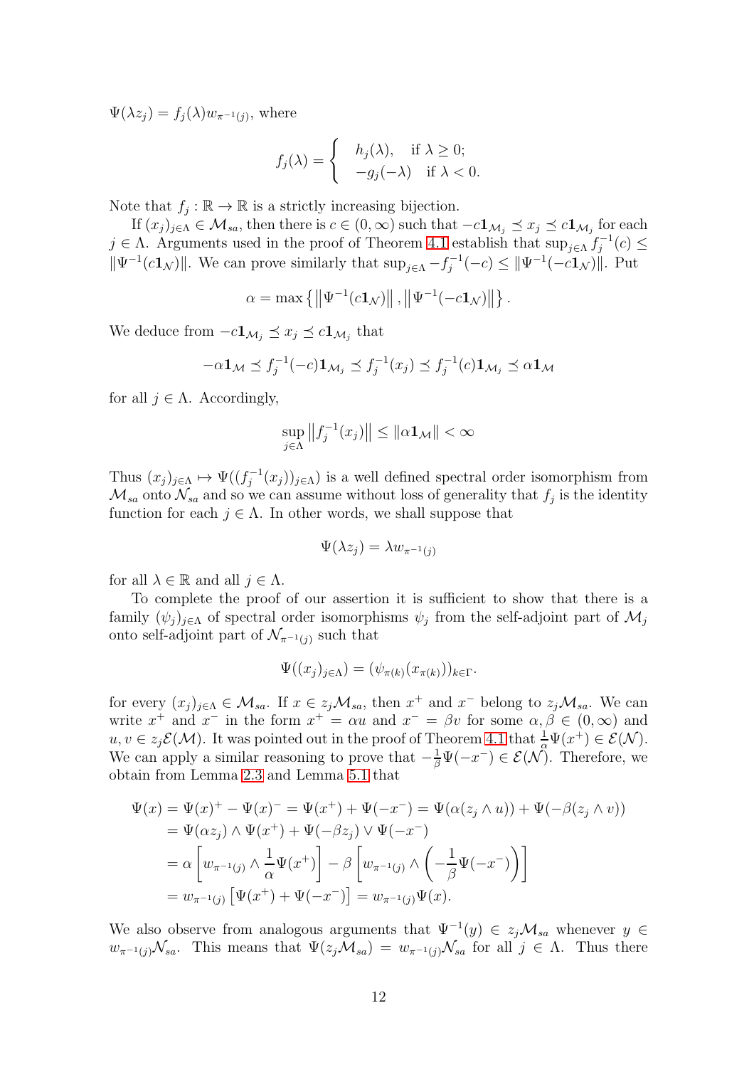$\Psi(\lambda z_j) = f_j(\lambda) w_{\pi^{-1}(j)}$, where

$$f_j(\lambda) = \begin{cases} h_j(\lambda), & \text{if } \lambda \geq 0; \\ -g_j(-\lambda) & \text{if } \lambda < 0. \end{cases}$$

Note that $f_j : \mathbb{R} \to \mathbb{R}$ is a strictly increasing bijection.

If $(x_j)_{j\in\Lambda} \in \mathcal{M}_{sa}$, then there is $c \in (0, \infty)$ such that $-c\mathbf{1}_{\mathcal{M}_j} \preceq x_j \preceq c\mathbf{1}_{\mathcal{M}_j}$ for each $j \in \Lambda$. Arguments used in the proof of Theorem 4.1 establish that $\sup_{j\in\Lambda} f_j^{-1}(c) \leq \|\Psi^{-1}(c\mathbf{1}_{\mathcal{N}})\|$. We can prove similarly that $\sup_{j\in\Lambda} -f_j^{-1}(-c) \leq \|\Psi^{-1}(-c\mathbf{1}_{\mathcal{N}})\|$. Put

$$\alpha = \max\left\{\left\|\Psi^{-1}(c\mathbf{1}_{\mathcal{N}})\right\|, \left\|\Psi^{-1}(-c\mathbf{1}_{\mathcal{N}})\right\|\right\}.$$

We deduce from $-c\mathbf{1}_{\mathcal{M}_j} \preceq x_j \preceq c\mathbf{1}_{\mathcal{M}_j}$ that

$$-\alpha\mathbf{1}_{\mathcal{M}} \preceq f_j^{-1}(-c)\mathbf{1}_{\mathcal{M}_j} \preceq f_j^{-1}(x_j) \preceq f_j^{-1}(c)\mathbf{1}_{\mathcal{M}_j} \preceq \alpha\mathbf{1}_{\mathcal{M}}$$

for all $j \in \Lambda$. Accordingly,

$$\sup_{j\in\Lambda}\left\|f_j^{-1}(x_j)\right\| \leq \|\alpha\mathbf{1}_{\mathcal{M}}\| < \infty$$

Thus $(x_j)_{j\in\Lambda} \mapsto \Psi((f_j^{-1}(x_j))_{j\in\Lambda})$ is a well defined spectral order isomorphism from $\mathcal{M}_{sa}$ onto $\mathcal{N}_{sa}$ and so we can assume without loss of generality that $f_j$ is the identity function for each $j \in \Lambda$. In other words, we shall suppose that

$$\Psi(\lambda z_j) = \lambda w_{\pi^{-1}(j)}$$

for all $\lambda \in \mathbb{R}$ and all $j \in \Lambda$.

To complete the proof of our assertion it is sufficient to show that there is a family $(\psi_j)_{j\in\Lambda}$ of spectral order isomorphisms $\psi_j$ from the self-adjoint part of $\mathcal{M}_j$ onto self-adjoint part of $\mathcal{N}_{\pi^{-1}(j)}$ such that

$$\Psi((x_j)_{j\in\Lambda}) = (\psi_{\pi(k)}(x_{\pi(k)}))_{k\in\Gamma}.$$

for every $(x_j)_{j\in\Lambda} \in \mathcal{M}_{sa}$. If $x \in z_j\mathcal{M}_{sa}$, then $x^+$ and $x^-$ belong to $z_j\mathcal{M}_{sa}$. We can write $x^+$ and $x^-$ in the form $x^+ = \alpha u$ and $x^- = \beta v$ for some $\alpha, \beta \in (0, \infty)$ and $u, v \in z_j\mathcal{E}(\mathcal{M})$. It was pointed out in the proof of Theorem 4.1 that $\frac{1}{\alpha}\Psi(x^+) \in \mathcal{E}(\mathcal{N})$. We can apply a similar reasoning to prove that $-\frac{1}{\beta}\Psi(-x^-) \in \mathcal{E}(\mathcal{N})$. Therefore, we obtain from Lemma 2.3 and Lemma 5.1 that

$$\begin{aligned}
\Psi(x) &= \Psi(x)^+ - \Psi(x)^- = \Psi(x^+) + \Psi(-x^-) = \Psi(\alpha(z_j \wedge u)) + \Psi(-\beta(z_j \wedge v)) \\
&= \Psi(\alpha z_j) \wedge \Psi(x^+) + \Psi(-\beta z_j) \vee \Psi(-x^-) \\
&= \alpha\left[w_{\pi^{-1}(j)} \wedge \frac{1}{\alpha}\Psi(x^+)\right] - \beta\left[w_{\pi^{-1}(j)} \wedge \left(-\frac{1}{\beta}\Psi(-x^-)\right)\right] \\
&= w_{\pi^{-1}(j)}\left[\Psi(x^+) + \Psi(-x^-)\right] = w_{\pi^{-1}(j)}\Psi(x).
\end{aligned}$$

We also observe from analogous arguments that $\Psi^{-1}(y) \in z_j\mathcal{M}_{sa}$ whenever $y \in w_{\pi^{-1}(j)}\mathcal{N}_{sa}$. This means that $\Psi(z_j\mathcal{M}_{sa}) = w_{\pi^{-1}(j)}\mathcal{N}_{sa}$ for all $j \in \Lambda$. Thus there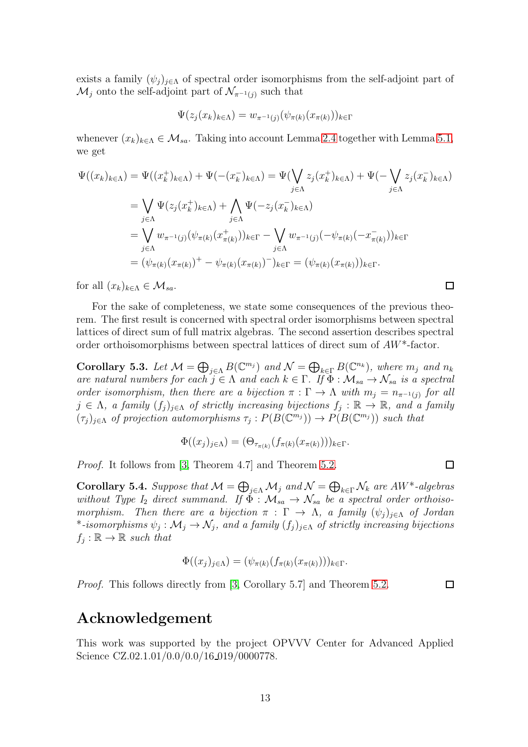exists a family $(\psi_j)_{j\in\Lambda}$ of spectral order isomorphisms from the self-adjoint part of $\mathcal{M}_j$ onto the self-adjoint part of $\mathcal{N}_{\pi^{-1}(j)}$ such that

$$\Psi(z_j(x_k)_{k\in\Lambda}) = w_{\pi^{-1}(j)}(\psi_{\pi(k)}(x_{\pi(k)}))_{k\in\Gamma}$$

whenever $(x_k)_{k\in\Lambda} \in \mathcal{M}_{sa}$. Taking into account Lemma 2.4 together with Lemma 5.1, we get

$$\begin{aligned}
\Psi((x_k)_{k\in\Lambda}) &= \Psi((x_k^+)_{k\in\Lambda}) + \Psi(-(x_k^-)_{k\in\Lambda}) = \Psi(\bigvee_{j\in\Lambda} z_j(x_k^+)_{k\in\Lambda}) + \Psi(-\bigvee_{j\in\Lambda} z_j(x_k^-)_{k\in\Lambda}) \\
&= \bigvee_{j\in\Lambda} \Psi(z_j(x_k^+)_{k\in\Lambda}) + \bigwedge_{j\in\Lambda} \Psi(-z_j(x_k^-)_{k\in\Lambda}) \\
&= \bigvee_{j\in\Lambda} w_{\pi^{-1}(j)}(\psi_{\pi(k)}(x_{\pi(k)}^+))_{k\in\Gamma} - \bigvee_{j\in\Lambda} w_{\pi^{-1}(j)}(-\psi_{\pi(k)}(-x_{\pi(k)}^-))_{k\in\Gamma} \\
&= (\psi_{\pi(k)}(x_{\pi(k)})^+ - \psi_{\pi(k)}(x_{\pi(k)})^-)_{k\in\Gamma} = (\psi_{\pi(k)}(x_{\pi(k)}))_{k\in\Gamma}.
\end{aligned}$$

for all $(x_k)_{k\in\Lambda} \in \mathcal{M}_{sa}$. ∎

For the sake of completeness, we state some consequences of the previous theorem. The first result is concerned with spectral order isomorphisms between spectral lattices of direct sum of full matrix algebras. The second assertion describes spectral order orthoisomorphisms between spectral lattices of direct sum of $AW^*$-factor.

**Corollary 5.3.** *Let $\mathcal{M} = \bigoplus_{j\in\Lambda} B(\mathbb{C}^{m_j})$ and $\mathcal{N} = \bigoplus_{k\in\Gamma} B(\mathbb{C}^{n_k})$, where $m_j$ and $n_k$ are natural numbers for each $j \in \Lambda$ and each $k \in \Gamma$. If $\Phi : \mathcal{M}_{sa} \to \mathcal{N}_{sa}$ is a spectral order isomorphism, then there are a bijection $\pi : \Gamma \to \Lambda$ with $m_j = n_{\pi^{-1}(j)}$ for all $j \in \Lambda$, a family $(f_j)_{j\in\Lambda}$ of strictly increasing bijections $f_j : \mathbb{R} \to \mathbb{R}$, and a family $(\tau_j)_{j\in\Lambda}$ of projection automorphisms $\tau_j : P(B(\mathbb{C}^{m_j})) \to P(B(\mathbb{C}^{m_j}))$ such that*

$$\Phi((x_j)_{j\in\Lambda}) = (\Theta_{\tau_{\pi(k)}}(f_{\pi(k)}(x_{\pi(k)})))_{k\in\Gamma}.$$

*Proof.* It follows from [3, Theorem 4.7] and Theorem 5.2. ∎

**Corollary 5.4.** *Suppose that $\mathcal{M} = \bigoplus_{j\in\Lambda} \mathcal{M}_j$ and $\mathcal{N} = \bigoplus_{k\in\Gamma} \mathcal{N}_k$ are $AW^*$-algebras without Type $I_2$ direct summand. If $\Phi : \mathcal{M}_{sa} \to \mathcal{N}_{sa}$ be a spectral order orthoisomorphism. Then there are a bijection $\pi : \Gamma \to \Lambda$, a family $(\psi_j)_{j\in\Lambda}$ of Jordan $^*$-isomorphisms $\psi_j : \mathcal{M}_j \to \mathcal{N}_j$, and a family $(f_j)_{j\in\Lambda}$ of strictly increasing bijections $f_j : \mathbb{R} \to \mathbb{R}$ such that*

$$\Phi((x_j)_{j\in\Lambda}) = (\psi_{\pi(k)}(f_{\pi(k)}(x_{\pi(k)})))_{k\in\Gamma}.$$

*Proof.* This follows directly from [3, Corollary 5.7] and Theorem 5.2. ∎

# Acknowledgement

This work was supported by the project OPVVV Center for Advanced Applied Science CZ.02.1.01/0.0/0.0/16_019/0000778.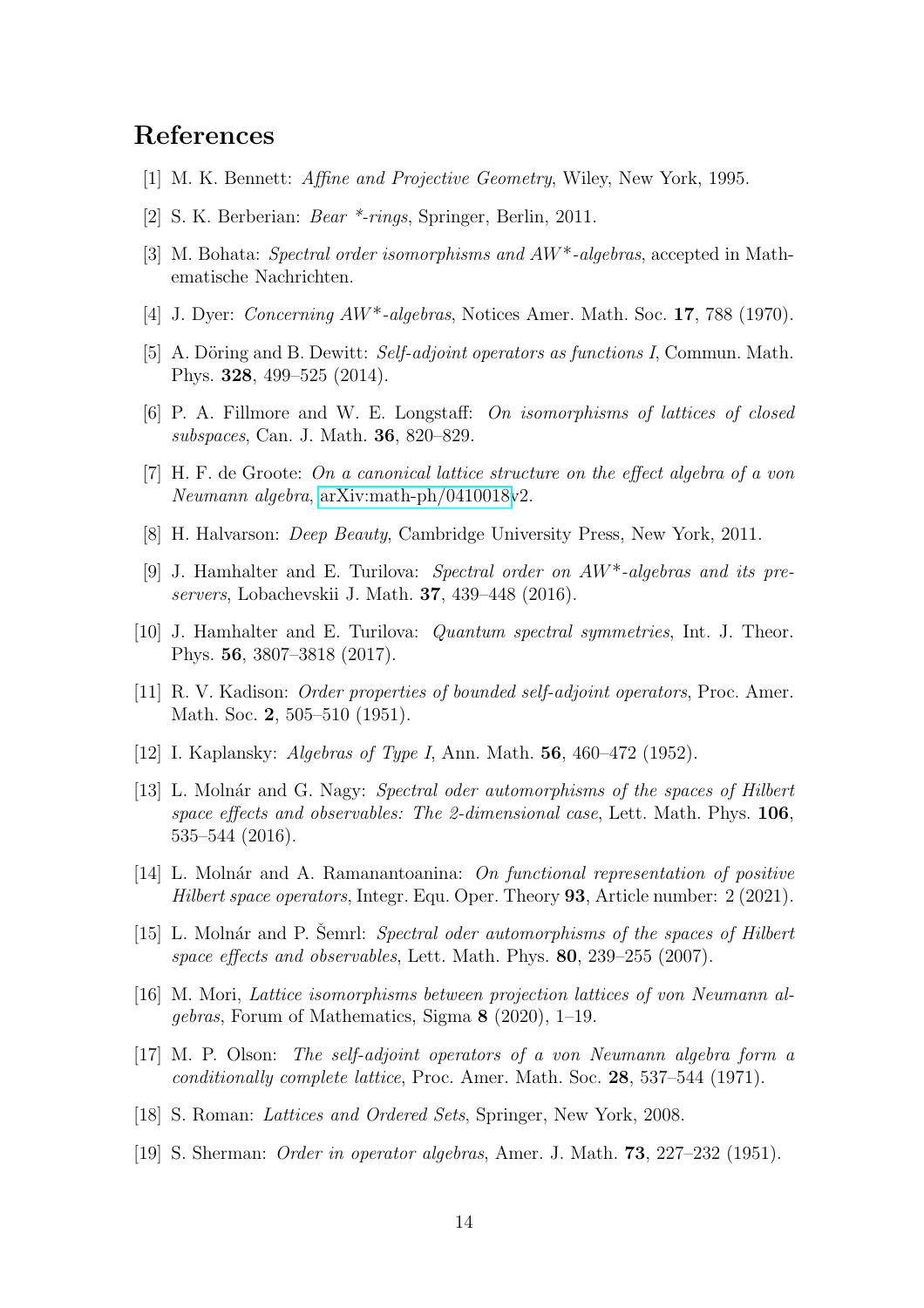## References

[1] M. K. Bennett: *Affine and Projective Geometry*, Wiley, New York, 1995.

[2] S. K. Berberian: *Bear *-rings*, Springer, Berlin, 2011.

[3] M. Bohata: *Spectral order isomorphisms and AW*-algebras*, accepted in Mathematische Nachrichten.

[4] J. Dyer: *Concerning AW*-algebras*, Notices Amer. Math. Soc. **17**, 788 (1970).

[5] A. Döring and B. Dewitt: *Self-adjoint operators as functions I*, Commun. Math. Phys. **328**, 499–525 (2014).

[6] P. A. Fillmore and W. E. Longstaff: *On isomorphisms of lattices of closed subspaces*, Can. J. Math. **36**, 820–829.

[7] H. F. de Groote: *On a canonical lattice structure on the effect algebra of a von Neumann algebra*, arXiv:math-ph/0410018v2.

[8] H. Halvarson: *Deep Beauty*, Cambridge University Press, New York, 2011.

[9] J. Hamhalter and E. Turilova: *Spectral order on AW*-algebras and its preservers*, Lobachevskii J. Math. **37**, 439–448 (2016).

[10] J. Hamhalter and E. Turilova: *Quantum spectral symmetries*, Int. J. Theor. Phys. **56**, 3807–3818 (2017).

[11] R. V. Kadison: *Order properties of bounded self-adjoint operators*, Proc. Amer. Math. Soc. **2**, 505–510 (1951).

[12] I. Kaplansky: *Algebras of Type I*, Ann. Math. **56**, 460–472 (1952).

[13] L. Molnár and G. Nagy: *Spectral oder automorphisms of the spaces of Hilbert space effects and observables: The 2-dimensional case*, Lett. Math. Phys. **106**, 535–544 (2016).

[14] L. Molnár and A. Ramanantoanina: *On functional representation of positive Hilbert space operators*, Integr. Equ. Oper. Theory **93**, Article number: 2 (2021).

[15] L. Molnár and P. Šemrl: *Spectral oder automorphisms of the spaces of Hilbert space effects and observables*, Lett. Math. Phys. **80**, 239–255 (2007).

[16] M. Mori, *Lattice isomorphisms between projection lattices of von Neumann algebras*, Forum of Mathematics, Sigma **8** (2020), 1–19.

[17] M. P. Olson: *The self-adjoint operators of a von Neumann algebra form a conditionally complete lattice*, Proc. Amer. Math. Soc. **28**, 537–544 (1971).

[18] S. Roman: *Lattices and Ordered Sets*, Springer, New York, 2008.

[19] S. Sherman: *Order in operator algebras*, Amer. J. Math. **73**, 227–232 (1951).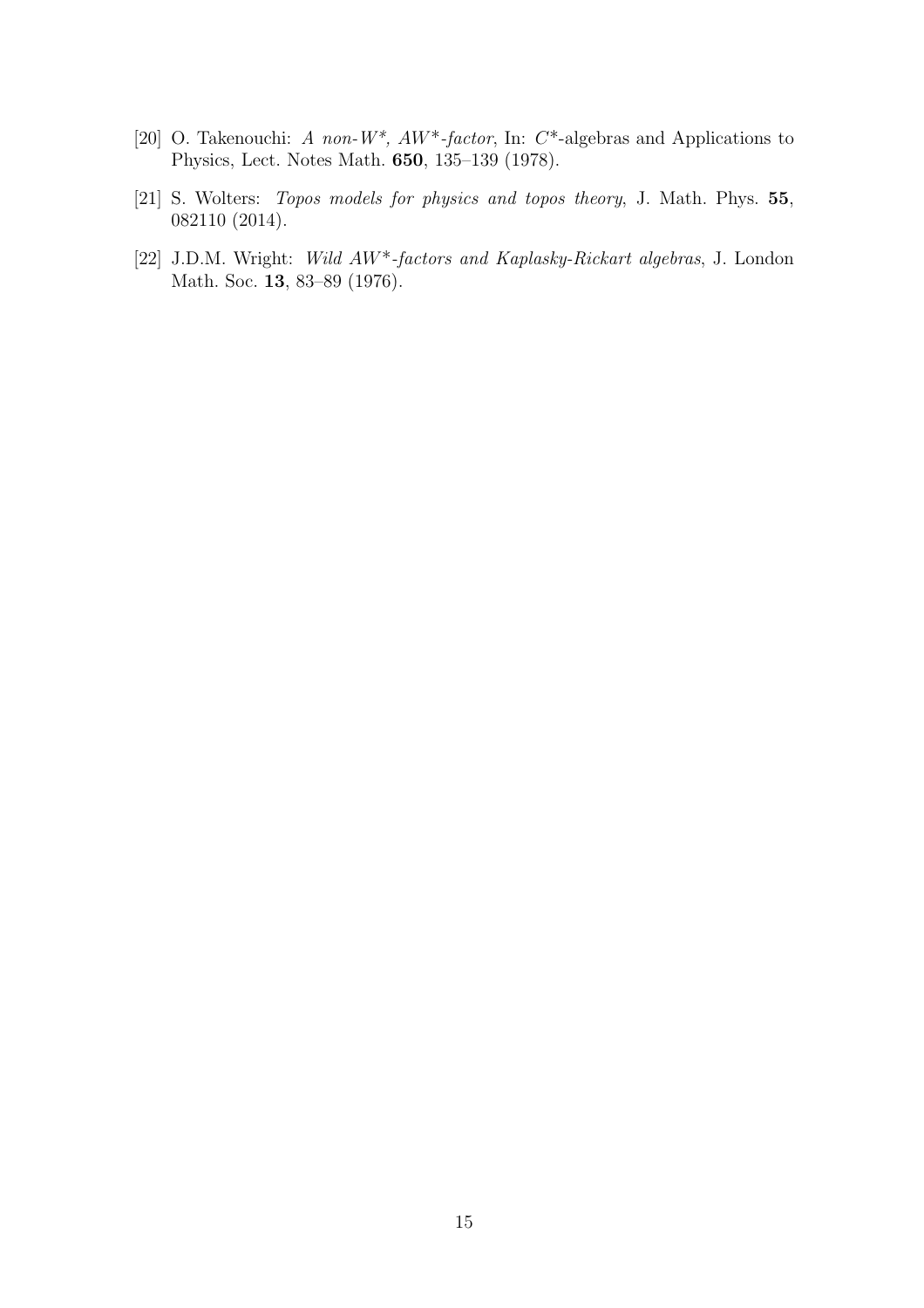[20] O. Takenouchi: *A non-W\*, AW\*-factor*, In: $C^*$-algebras and Applications to Physics, Lect. Notes Math. **650**, 135–139 (1978).

[21] S. Wolters: *Topos models for physics and topos theory*, J. Math. Phys. **55**, 082110 (2014).

[22] J.D.M. Wright: *Wild AW\*-factors and Kaplasky-Rickart algebras*, J. London Math. Soc. **13**, 83–89 (1976).